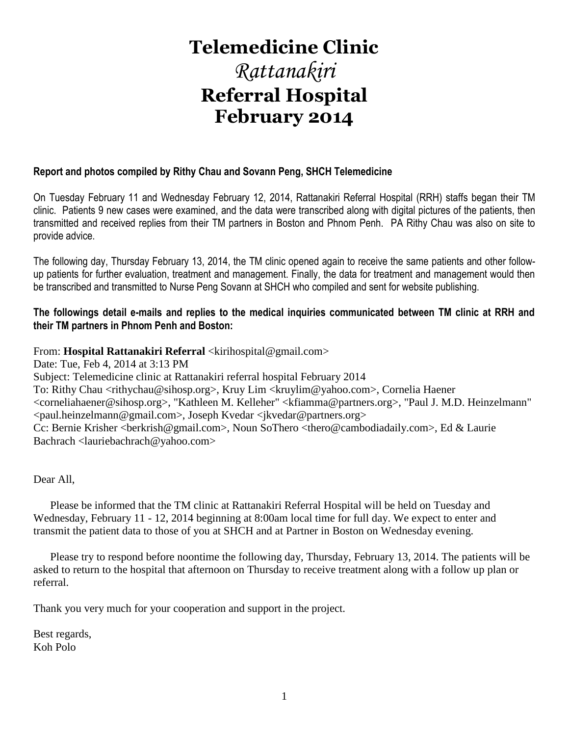# Telemedicine Clinic
# *Rattanakiri*
# Referral Hospital
# February 2014

**Report and photos compiled by Rithy Chau and Sovann Peng, SHCH Telemedicine**

On Tuesday February 11 and Wednesday February 12, 2014, Rattanakiri Referral Hospital (RRH) staffs began their TM clinic. Patients 9 new cases were examined, and the data were transcribed along with digital pictures of the patients, then transmitted and received replies from their TM partners in Boston and Phnom Penh. PA Rithy Chau was also on site to provide advice.

The following day, Thursday February 13, 2014, the TM clinic opened again to receive the same patients and other follow-up patients for further evaluation, treatment and management. Finally, the data for treatment and management would then be transcribed and transmitted to Nurse Peng Sovann at SHCH who compiled and sent for website publishing.

**The followings detail e-mails and replies to the medical inquiries communicated between TM clinic at RRH and their TM partners in Phnom Penh and Boston:**

From: **Hospital Rattanakiri Referral** <kirihospital@gmail.com>
Date: Tue, Feb 4, 2014 at 3:13 PM
Subject: Telemedicine clinic at Rattanakiri referral hospital February 2014
To: Rithy Chau <rithychau@sihosp.org>, Kruy Lim <kruylim@yahoo.com>, Cornelia Haener <corneliahaener@sihosp.org>, "Kathleen M. Kelleher" <kfiamma@partners.org>, "Paul J. M.D. Heinzelmann" <paul.heinzelmann@gmail.com>, Joseph Kvedar <jkvedar@partners.org>
Cc: Bernie Krisher <berkrish@gmail.com>, Noun SoThero <thero@cambodiadaily.com>, Ed & Laurie Bachrach <lauriebachrach@yahoo.com>

Dear All,

Please be informed that the TM clinic at Rattanakiri Referral Hospital will be held on Tuesday and Wednesday, February 11 - 12, 2014 beginning at 8:00am local time for full day. We expect to enter and transmit the patient data to those of you at SHCH and at Partner in Boston on Wednesday evening.

Please try to respond before noontime the following day, Thursday, February 13, 2014. The patients will be asked to return to the hospital that afternoon on Thursday to receive treatment along with a follow up plan or referral.

Thank you very much for your cooperation and support in the project.

Best regards,
Koh Polo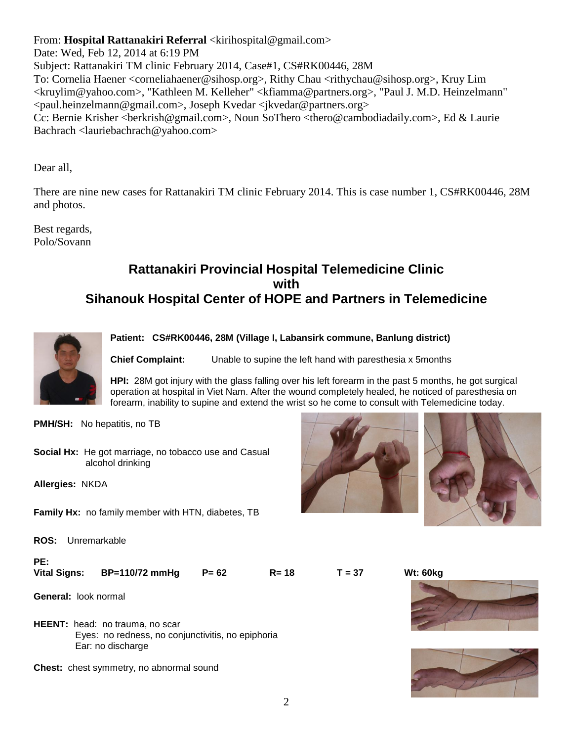From: **Hospital Rattanakiri Referral** <kirihospital@gmail.com>
Date: Wed, Feb 12, 2014 at 6:19 PM
Subject: Rattanakiri TM clinic February 2014, Case#1, CS#RK00446, 28M
To: Cornelia Haener <corneliahaener@sihosp.org>, Rithy Chau <rithychau@sihosp.org>, Kruy Lim <kruylim@yahoo.com>, "Kathleen M. Kelleher" <kfiamma@partners.org>, "Paul J. M.D. Heinzelmann" <paul.heinzelmann@gmail.com>, Joseph Kvedar <jkvedar@partners.org>
Cc: Bernie Krisher <berkrish@gmail.com>, Noun SoThero <thero@cambodiadaily.com>, Ed & Laurie Bachrach <lauriebachrach@yahoo.com>

Dear all,

There are nine new cases for Rattanakiri TM clinic February 2014. This is case number 1, CS#RK00446, 28M and photos.

Best regards,
Polo/Sovann

## Rattanakiri Provincial Hospital Telemedicine Clinic with Sihanouk Hospital Center of HOPE and Partners in Telemedicine

**Patient: CS#RK00446, 28M (Village I, Labansirk commune, Banlung district)**

**Chief Complaint:** Unable to supine the left hand with paresthesia x 5months

**HPI:** 28M got injury with the glass falling over his left forearm in the past 5 months, he got surgical operation at hospital in Viet Nam. After the wound completely healed, he noticed of paresthesia on forearm, inability to supine and extend the wrist so he come to consult with Telemedicine today.

**PMH/SH:** No hepatitis, no TB

**Social Hx:** He got marriage, no tobacco use and Casual alcohol drinking

**Allergies:** NKDA

**Family Hx:** no family member with HTN, diabetes, TB

**ROS:** Unremarkable

**PE:**

**Vital Signs:** **BP=110/72 mmHg** **P= 62** **R= 18** **T = 37** **Wt: 60kg**

**General:** look normal

**HEENT:** head: no trauma, no scar
Eyes: no redness, no conjunctivitis, no epiphoria
Ear: no discharge

**Chest:** chest symmetry, no abnormal sound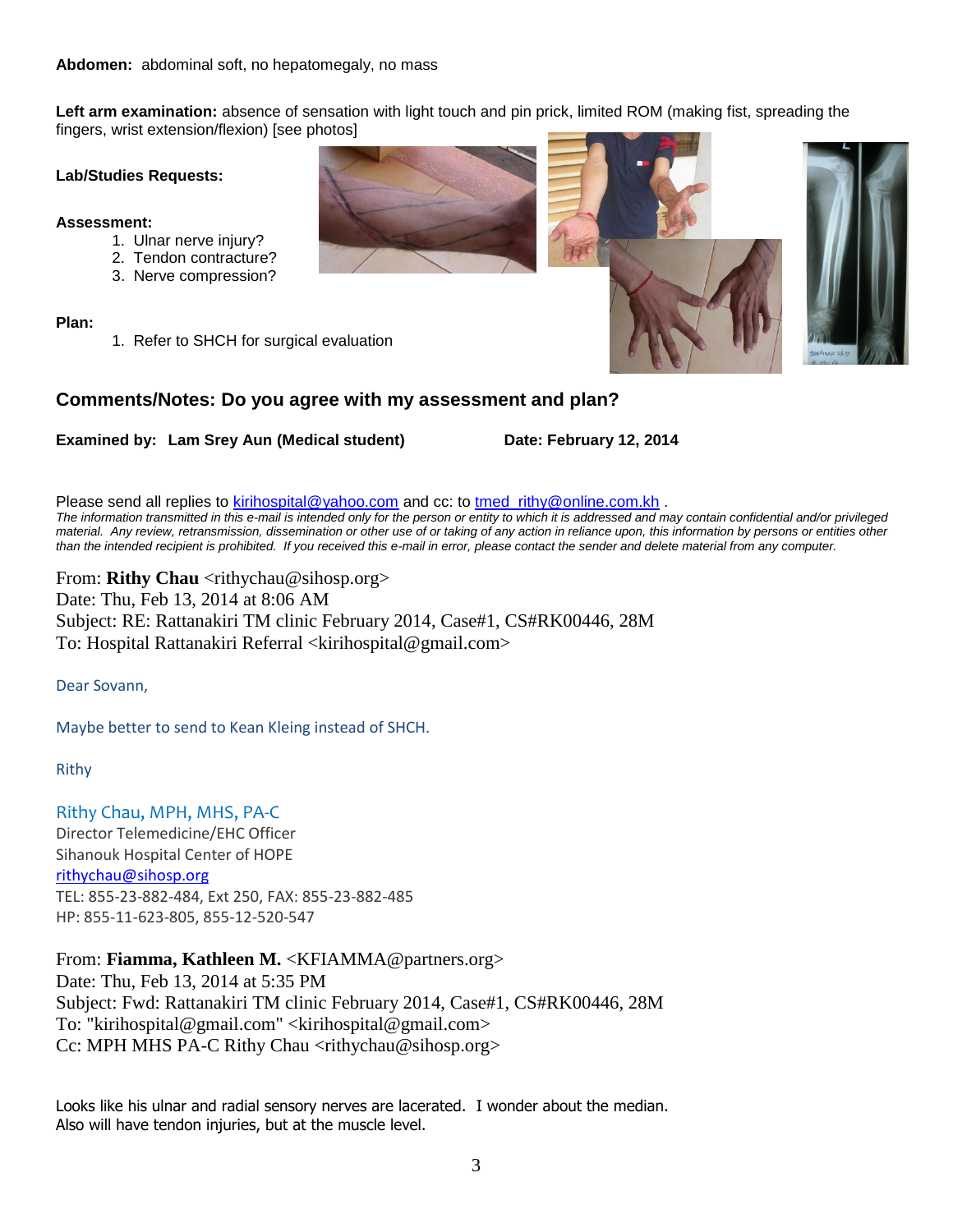**Abdomen:** abdominal soft, no hepatomegaly, no mass

**Left arm examination:** absence of sensation with light touch and pin prick, limited ROM (making fist, spreading the fingers, wrist extension/flexion) [see photos]

**Lab/Studies Requests:**

**Assessment:**

1. Ulnar nerve injury?
2. Tendon contracture?
3. Nerve compression?

**Plan:**

1. Refer to SHCH for surgical evaluation

## Comments/Notes: Do you agree with my assessment and plan?

**Examined by: Lam Srey Aun (Medical student)** **Date: February 12, 2014**

Please send all replies to kirihospital@yahoo.com and cc: to tmed_rithy@online.com.kh .
*The information transmitted in this e-mail is intended only for the person or entity to which it is addressed and may contain confidential and/or privileged material. Any review, retransmission, dissemination or other use of or taking of any action in reliance upon, this information by persons or entities other than the intended recipient is prohibited. If you received this e-mail in error, please contact the sender and delete material from any computer.*

From: **Rithy Chau** <rithychau@sihosp.org>
Date: Thu, Feb 13, 2014 at 8:06 AM
Subject: RE: Rattanakiri TM clinic February 2014, Case#1, CS#RK00446, 28M
To: Hospital Rattanakiri Referral <kirihospital@gmail.com>

Dear Sovann,

Maybe better to send to Kean Kleing instead of SHCH.

Rithy

Rithy Chau, MPH, MHS, PA-C
Director Telemedicine/EHC Officer
Sihanouk Hospital Center of HOPE
rithychau@sihosp.org
TEL: 855-23-882-484, Ext 250, FAX: 855-23-882-485
HP: 855-11-623-805, 855-12-520-547

From: **Fiamma, Kathleen M.** <KFIAMMA@partners.org>
Date: Thu, Feb 13, 2014 at 5:35 PM
Subject: Fwd: Rattanakiri TM clinic February 2014, Case#1, CS#RK00446, 28M
To: "kirihospital@gmail.com" <kirihospital@gmail.com>
Cc: MPH MHS PA-C Rithy Chau <rithychau@sihosp.org>

Looks like his ulnar and radial sensory nerves are lacerated. I wonder about the median.
Also will have tendon injuries, but at the muscle level.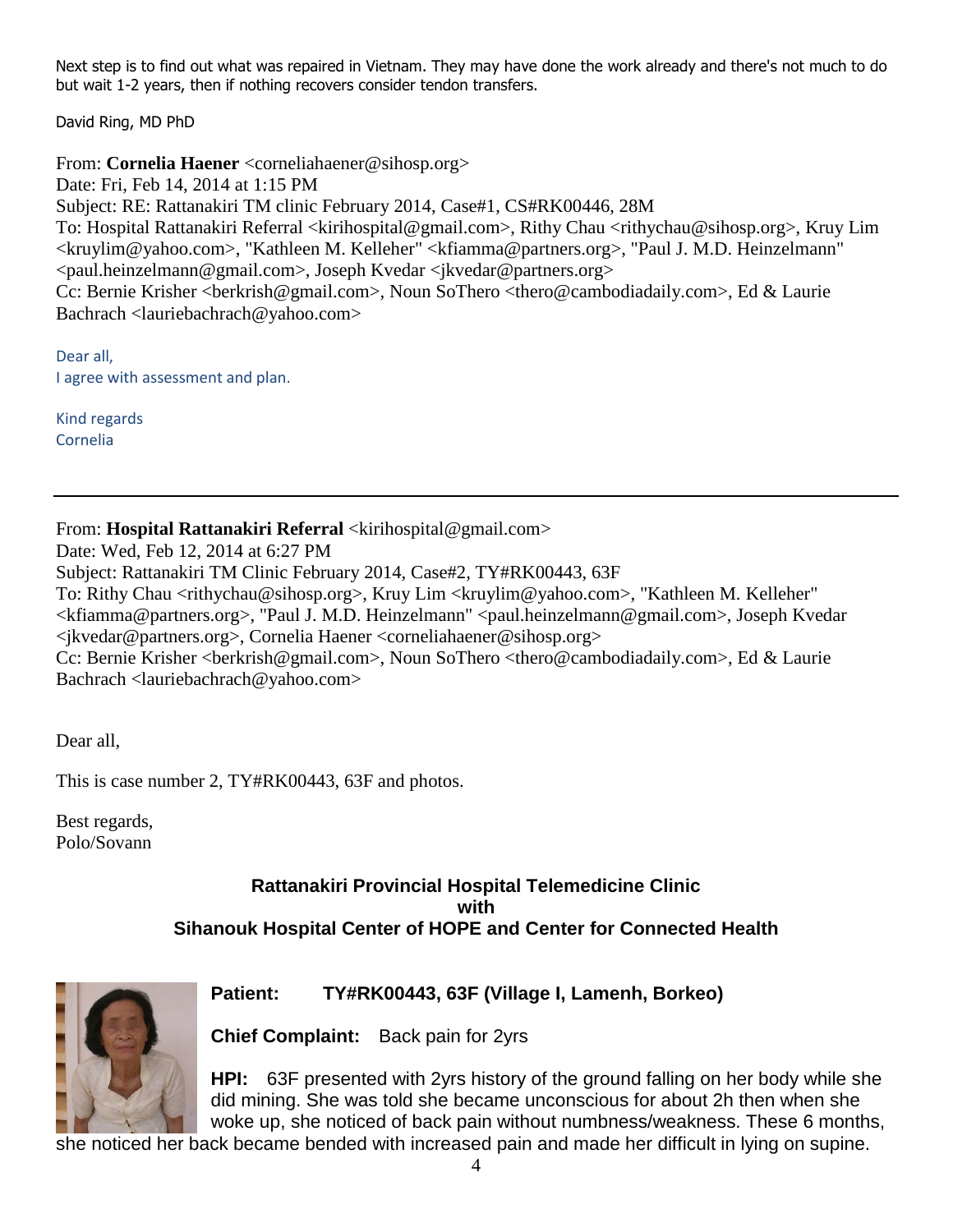Next step is to find out what was repaired in Vietnam. They may have done the work already and there's not much to do but wait 1-2 years, then if nothing recovers consider tendon transfers.

David Ring, MD PhD

From: **Cornelia Haener** <corneliahaener@sihosp.org>
Date: Fri, Feb 14, 2014 at 1:15 PM
Subject: RE: Rattanakiri TM clinic February 2014, Case#1, CS#RK00446, 28M
To: Hospital Rattanakiri Referral <kirihospital@gmail.com>, Rithy Chau <rithychau@sihosp.org>, Kruy Lim <kruylim@yahoo.com>, "Kathleen M. Kelleher" <kfiamma@partners.org>, "Paul J. M.D. Heinzelmann" <paul.heinzelmann@gmail.com>, Joseph Kvedar <jkvedar@partners.org>
Cc: Bernie Krisher <berkrish@gmail.com>, Noun SoThero <thero@cambodiadaily.com>, Ed & Laurie Bachrach <lauriebachrach@yahoo.com>

Dear all,
I agree with assessment and plan.

Kind regards
Cornelia

---

From: **Hospital Rattanakiri Referral** <kirihospital@gmail.com>
Date: Wed, Feb 12, 2014 at 6:27 PM
Subject: Rattanakiri TM Clinic February 2014, Case#2, TY#RK00443, 63F
To: Rithy Chau <rithychau@sihosp.org>, Kruy Lim <kruylim@yahoo.com>, "Kathleen M. Kelleher" <kfiamma@partners.org>, "Paul J. M.D. Heinzelmann" <paul.heinzelmann@gmail.com>, Joseph Kvedar <jkvedar@partners.org>, Cornelia Haener <corneliahaener@sihosp.org>
Cc: Bernie Krisher <berkrish@gmail.com>, Noun SoThero <thero@cambodiadaily.com>, Ed & Laurie Bachrach <lauriebachrach@yahoo.com>

Dear all,

This is case number 2, TY#RK00443, 63F and photos.

Best regards,
Polo/Sovann

**Rattanakiri Provincial Hospital Telemedicine Clinic**
**with**
**Sihanouk Hospital Center of HOPE and Center for Connected Health**

**Patient:** **TY#RK00443, 63F (Village I, Lamenh, Borkeo)**

**Chief Complaint:** Back pain for 2yrs

**HPI:** 63F presented with 2yrs history of the ground falling on her body while she did mining. She was told she became unconscious for about 2h then when she woke up, she noticed of back pain without numbness/weakness. These 6 months, she noticed her back became bended with increased pain and made her difficult in lying on supine.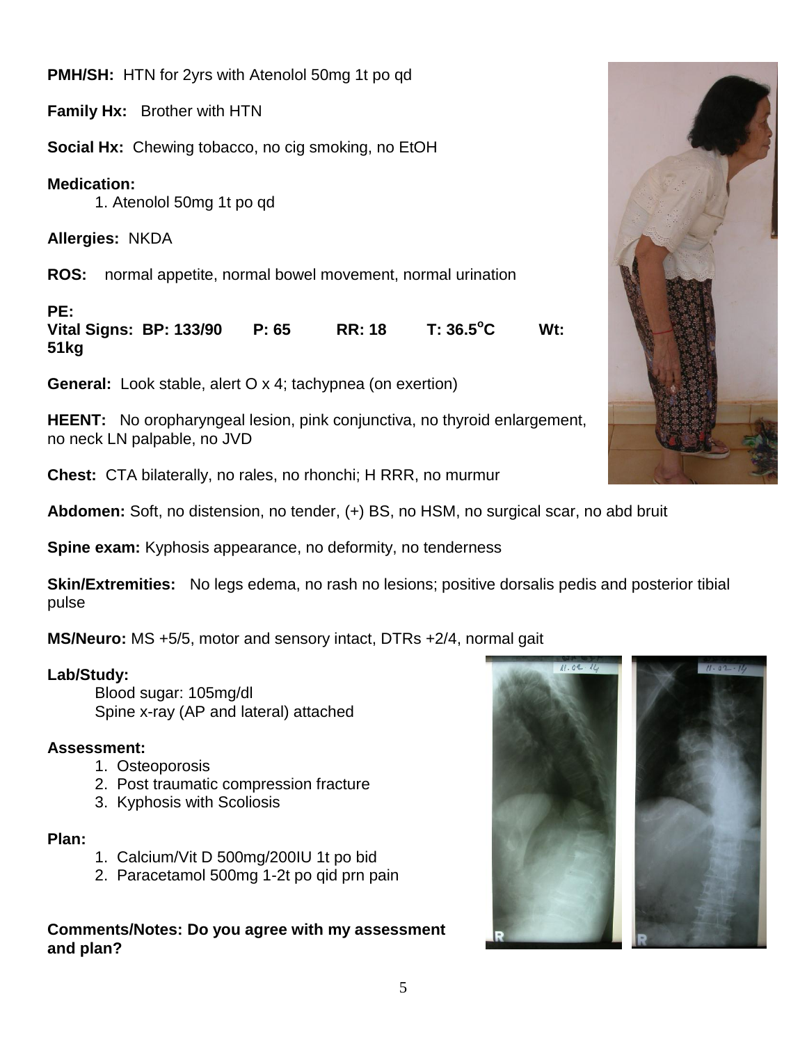**PMH/SH:** HTN for 2yrs with Atenolol 50mg 1t po qd

**Family Hx:** Brother with HTN

**Social Hx:** Chewing tobacco, no cig smoking, no EtOH

**Medication:**

1. Atenolol 50mg 1t po qd

**Allergies:** NKDA

**ROS:** normal appetite, normal bowel movement, normal urination

**PE:**

**Vital Signs: BP: 133/90 P: 65 RR: 18 T: 36.5°C Wt: 51kg**

**General:** Look stable, alert O x 4; tachypnea (on exertion)

**HEENT:** No oropharyngeal lesion, pink conjunctiva, no thyroid enlargement, no neck LN palpable, no JVD

**Chest:** CTA bilaterally, no rales, no rhonchi; H RRR, no murmur

**Abdomen:** Soft, no distension, no tender, (+) BS, no HSM, no surgical scar, no abd bruit

**Spine exam:** Kyphosis appearance, no deformity, no tenderness

**Skin/Extremities:** No legs edema, no rash no lesions; positive dorsalis pedis and posterior tibial pulse

**MS/Neuro:** MS +5/5, motor and sensory intact, DTRs +2/4, normal gait

**Lab/Study:**

Blood sugar: 105mg/dl
Spine x-ray (AP and lateral) attached

**Assessment:**

1. Osteoporosis
2. Post traumatic compression fracture
3. Kyphosis with Scoliosis

**Plan:**

1. Calcium/Vit D 500mg/200IU 1t po bid
2. Paracetamol 500mg 1-2t po qid prn pain

**Comments/Notes: Do you agree with my assessment and plan?**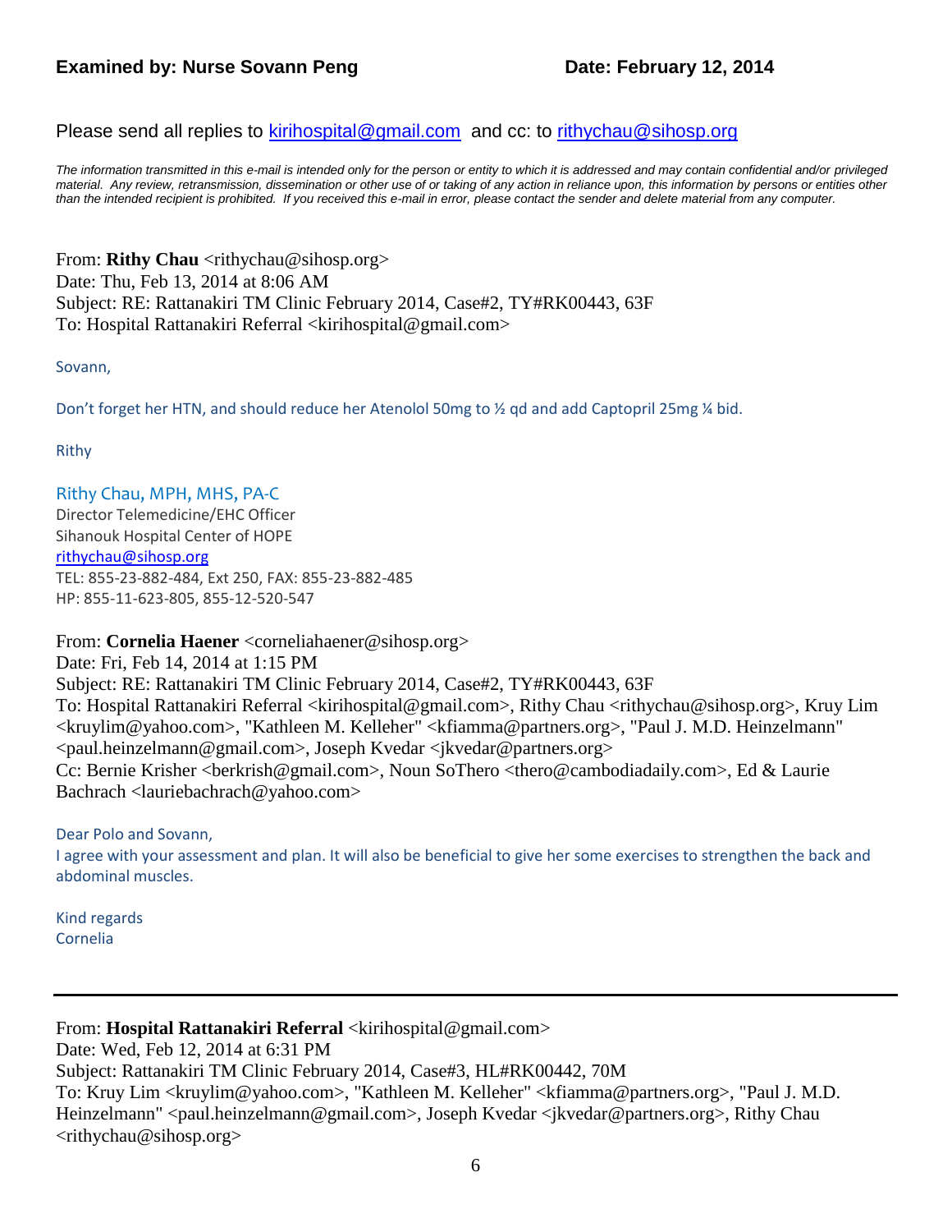**Examined by: Nurse Sovann Peng** **Date: February 12, 2014**

Please send all replies to kirihospital@gmail.com and cc: to rithychau@sihosp.org

*The information transmitted in this e-mail is intended only for the person or entity to which it is addressed and may contain confidential and/or privileged material. Any review, retransmission, dissemination or other use of or taking of any action in reliance upon, this information by persons or entities other than the intended recipient is prohibited. If you received this e-mail in error, please contact the sender and delete material from any computer.*

From: **Rithy Chau** <rithychau@sihosp.org>
Date: Thu, Feb 13, 2014 at 8:06 AM
Subject: RE: Rattanakiri TM Clinic February 2014, Case#2, TY#RK00443, 63F
To: Hospital Rattanakiri Referral <kirihospital@gmail.com>

Sovann,

Don't forget her HTN, and should reduce her Atenolol 50mg to ½ qd and add Captopril 25mg ¼ bid.

Rithy

Rithy Chau, MPH, MHS, PA-C
Director Telemedicine/EHC Officer
Sihanouk Hospital Center of HOPE
rithychau@sihosp.org
TEL: 855-23-882-484, Ext 250, FAX: 855-23-882-485
HP: 855-11-623-805, 855-12-520-547

From: **Cornelia Haener** <corneliahaener@sihosp.org>
Date: Fri, Feb 14, 2014 at 1:15 PM
Subject: RE: Rattanakiri TM Clinic February 2014, Case#2, TY#RK00443, 63F
To: Hospital Rattanakiri Referral <kirihospital@gmail.com>, Rithy Chau <rithychau@sihosp.org>, Kruy Lim <kruylim@yahoo.com>, "Kathleen M. Kelleher" <kfiamma@partners.org>, "Paul J. M.D. Heinzelmann" <paul.heinzelmann@gmail.com>, Joseph Kvedar <jkvedar@partners.org>
Cc: Bernie Krisher <berkrish@gmail.com>, Noun SoThero <thero@cambodiadaily.com>, Ed & Laurie Bachrach <lauriebachrach@yahoo.com>

Dear Polo and Sovann,
I agree with your assessment and plan. It will also be beneficial to give her some exercises to strengthen the back and abdominal muscles.

Kind regards
Cornelia

---

From: **Hospital Rattanakiri Referral** <kirihospital@gmail.com>
Date: Wed, Feb 12, 2014 at 6:31 PM
Subject: Rattanakiri TM Clinic February 2014, Case#3, HL#RK00442, 70M
To: Kruy Lim <kruylim@yahoo.com>, "Kathleen M. Kelleher" <kfiamma@partners.org>, "Paul J. M.D. Heinzelmann" <paul.heinzelmann@gmail.com>, Joseph Kvedar <jkvedar@partners.org>, Rithy Chau <rithychau@sihosp.org>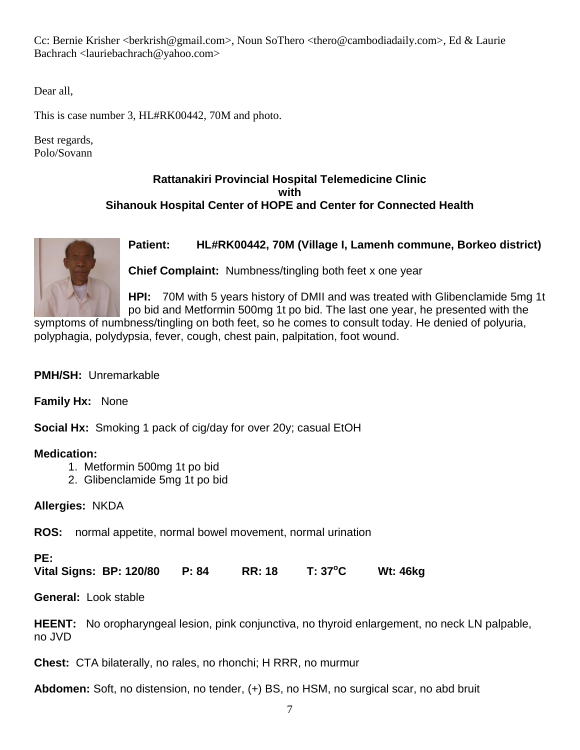Cc: Bernie Krisher <berkrish@gmail.com>, Noun SoThero <thero@cambodiadaily.com>, Ed & Laurie Bachrach <lauriebachrach@yahoo.com>

Dear all,

This is case number 3, HL#RK00442, 70M and photo.

Best regards,
Polo/Sovann

**Rattanakiri Provincial Hospital Telemedicine Clinic**
**with**
**Sihanouk Hospital Center of HOPE and Center for Connected Health**

**Patient:** **HL#RK00442, 70M (Village I, Lamenh commune, Borkeo district)**

**Chief Complaint:** Numbness/tingling both feet x one year

**HPI:** 70M with 5 years history of DMII and was treated with Glibenclamide 5mg 1t po bid and Metformin 500mg 1t po bid. The last one year, he presented with the symptoms of numbness/tingling on both feet, so he comes to consult today. He denied of polyuria, polyphagia, polydypsia, fever, cough, chest pain, palpitation, foot wound.

**PMH/SH:** Unremarkable

**Family Hx:** None

**Social Hx:** Smoking 1 pack of cig/day for over 20y; casual EtOH

**Medication:**

1. Metformin 500mg 1t po bid
2. Glibenclamide 5mg 1t po bid

**Allergies:** NKDA

**ROS:** normal appetite, normal bowel movement, normal urination

**PE:**
**Vital Signs: BP: 120/80 P: 84 RR: 18 T: 37°C Wt: 46kg**

**General:** Look stable

**HEENT:** No oropharyngeal lesion, pink conjunctiva, no thyroid enlargement, no neck LN palpable, no JVD

**Chest:** CTA bilaterally, no rales, no rhonchi; H RRR, no murmur

**Abdomen:** Soft, no distension, no tender, (+) BS, no HSM, no surgical scar, no abd bruit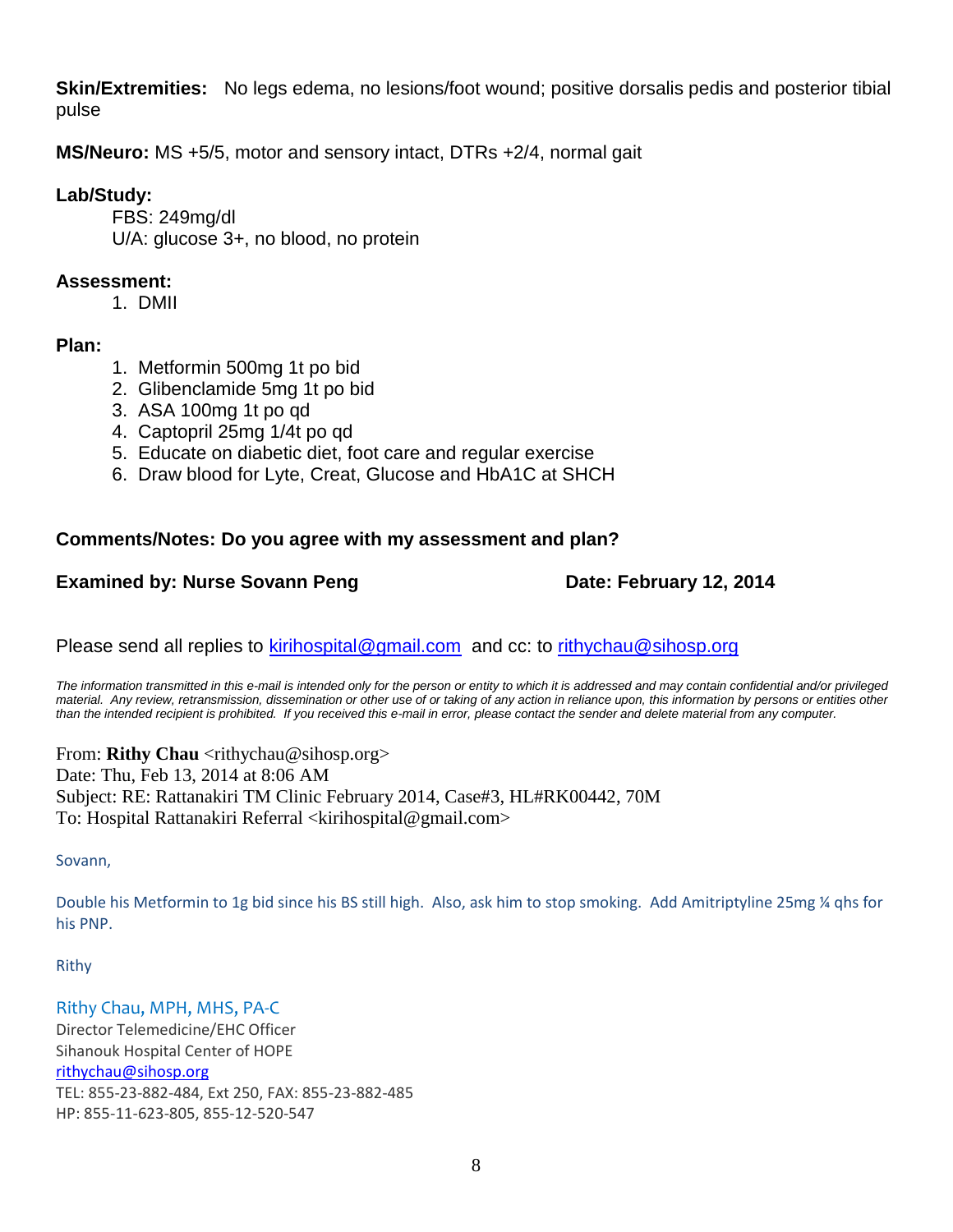**Skin/Extremities:** No legs edema, no lesions/foot wound; positive dorsalis pedis and posterior tibial pulse

**MS/Neuro:** MS +5/5, motor and sensory intact, DTRs +2/4, normal gait

**Lab/Study:**

FBS: 249mg/dl
U/A: glucose 3+, no blood, no protein

**Assessment:**

1. DMII

**Plan:**

1. Metformin 500mg 1t po bid
2. Glibenclamide 5mg 1t po bid
3. ASA 100mg 1t po qd
4. Captopril 25mg 1/4t po qd
5. Educate on diabetic diet, foot care and regular exercise
6. Draw blood for Lyte, Creat, Glucose and HbA1C at SHCH

**Comments/Notes: Do you agree with my assessment and plan?**

**Examined by: Nurse Sovann Peng** **Date: February 12, 2014**

Please send all replies to kirihospital@gmail.com and cc: to rithychau@sihosp.org

*The information transmitted in this e-mail is intended only for the person or entity to which it is addressed and may contain confidential and/or privileged material. Any review, retransmission, dissemination or other use of or taking of any action in reliance upon, this information by persons or entities other than the intended recipient is prohibited. If you received this e-mail in error, please contact the sender and delete material from any computer.*

From: **Rithy Chau** <rithychau@sihosp.org>
Date: Thu, Feb 13, 2014 at 8:06 AM
Subject: RE: Rattanakiri TM Clinic February 2014, Case#3, HL#RK00442, 70M
To: Hospital Rattanakiri Referral <kirihospital@gmail.com>

Sovann,

Double his Metformin to 1g bid since his BS still high. Also, ask him to stop smoking. Add Amitriptyline 25mg ¼ qhs for his PNP.

Rithy

Rithy Chau, MPH, MHS, PA-C
Director Telemedicine/EHC Officer
Sihanouk Hospital Center of HOPE
rithychau@sihosp.org
TEL: 855-23-882-484, Ext 250, FAX: 855-23-882-485
HP: 855-11-623-805, 855-12-520-547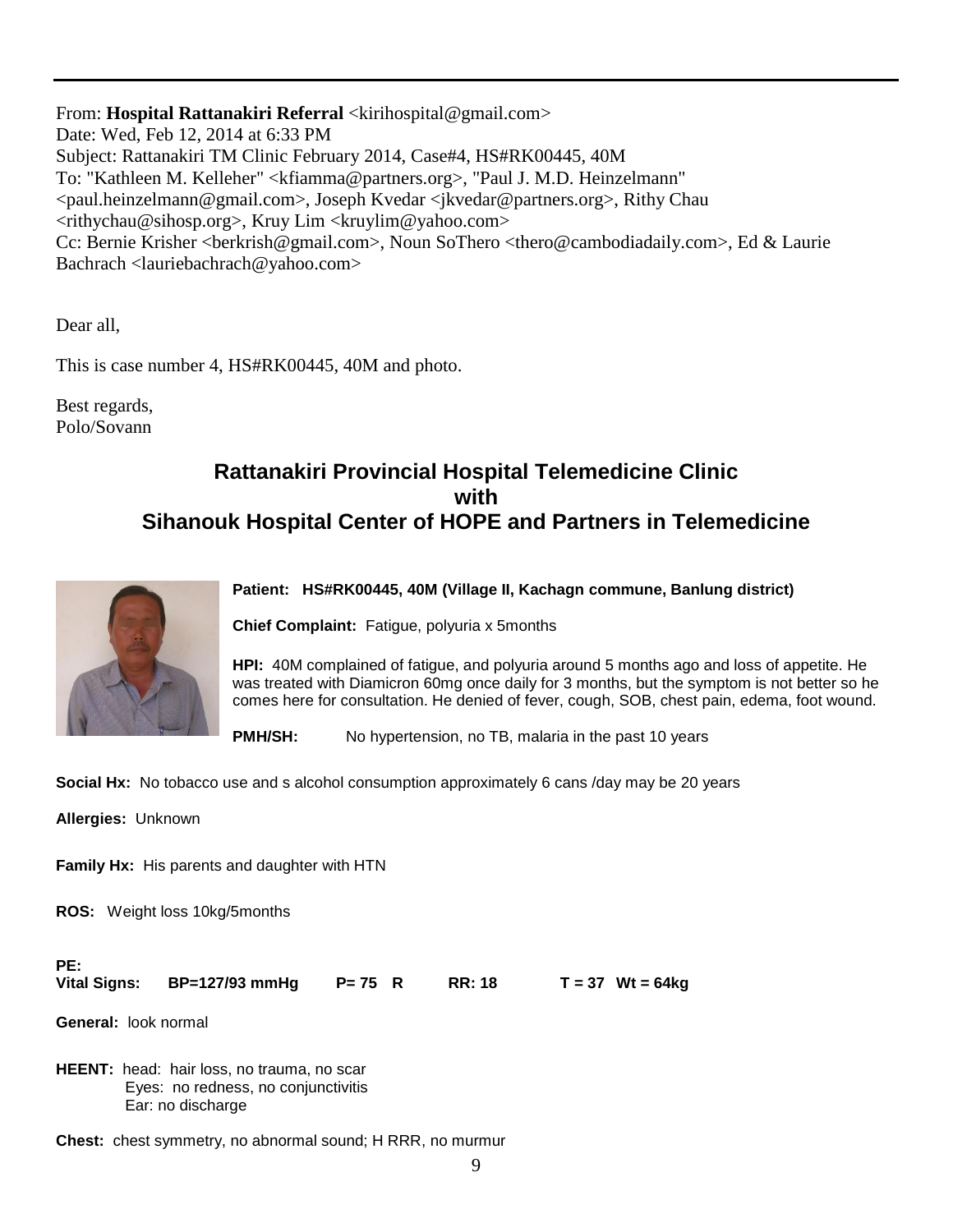From: **Hospital Rattanakiri Referral** <kirihospital@gmail.com>
Date: Wed, Feb 12, 2014 at 6:33 PM
Subject: Rattanakiri TM Clinic February 2014, Case#4, HS#RK00445, 40M
To: "Kathleen M. Kelleher" <kfiamma@partners.org>, "Paul J. M.D. Heinzelmann" <paul.heinzelmann@gmail.com>, Joseph Kvedar <jkvedar@partners.org>, Rithy Chau <rithychau@sihosp.org>, Kruy Lim <kruylim@yahoo.com>
Cc: Bernie Krisher <berkrish@gmail.com>, Noun SoThero <thero@cambodiadaily.com>, Ed & Laurie Bachrach <lauriebachrach@yahoo.com>

Dear all,

This is case number 4, HS#RK00445, 40M and photo.

Best regards,
Polo/Sovann

## Rattanakiri Provincial Hospital Telemedicine Clinic with Sihanouk Hospital Center of HOPE and Partners in Telemedicine

**Patient: HS#RK00445, 40M (Village II, Kachagn commune, Banlung district)**

**Chief Complaint:** Fatigue, polyuria x 5months

**HPI:** 40M complained of fatigue, and polyuria around 5 months ago and loss of appetite. He was treated with Diamicron 60mg once daily for 3 months, but the symptom is not better so he comes here for consultation. He denied of fever, cough, SOB, chest pain, edema, foot wound.

**PMH/SH:** No hypertension, no TB, malaria in the past 10 years

**Social Hx:** No tobacco use and s alcohol consumption approximately 6 cans /day may be 20 years

**Allergies:** Unknown

**Family Hx:** His parents and daughter with HTN

**ROS:** Weight loss 10kg/5months

**PE:**
**Vital Signs: BP=127/93 mmHg P= 75 R RR: 18 T = 37 Wt = 64kg**

**General:** look normal

**HEENT:** head: hair loss, no trauma, no scar
Eyes: no redness, no conjunctivitis
Ear: no discharge

**Chest:** chest symmetry, no abnormal sound; H RRR, no murmur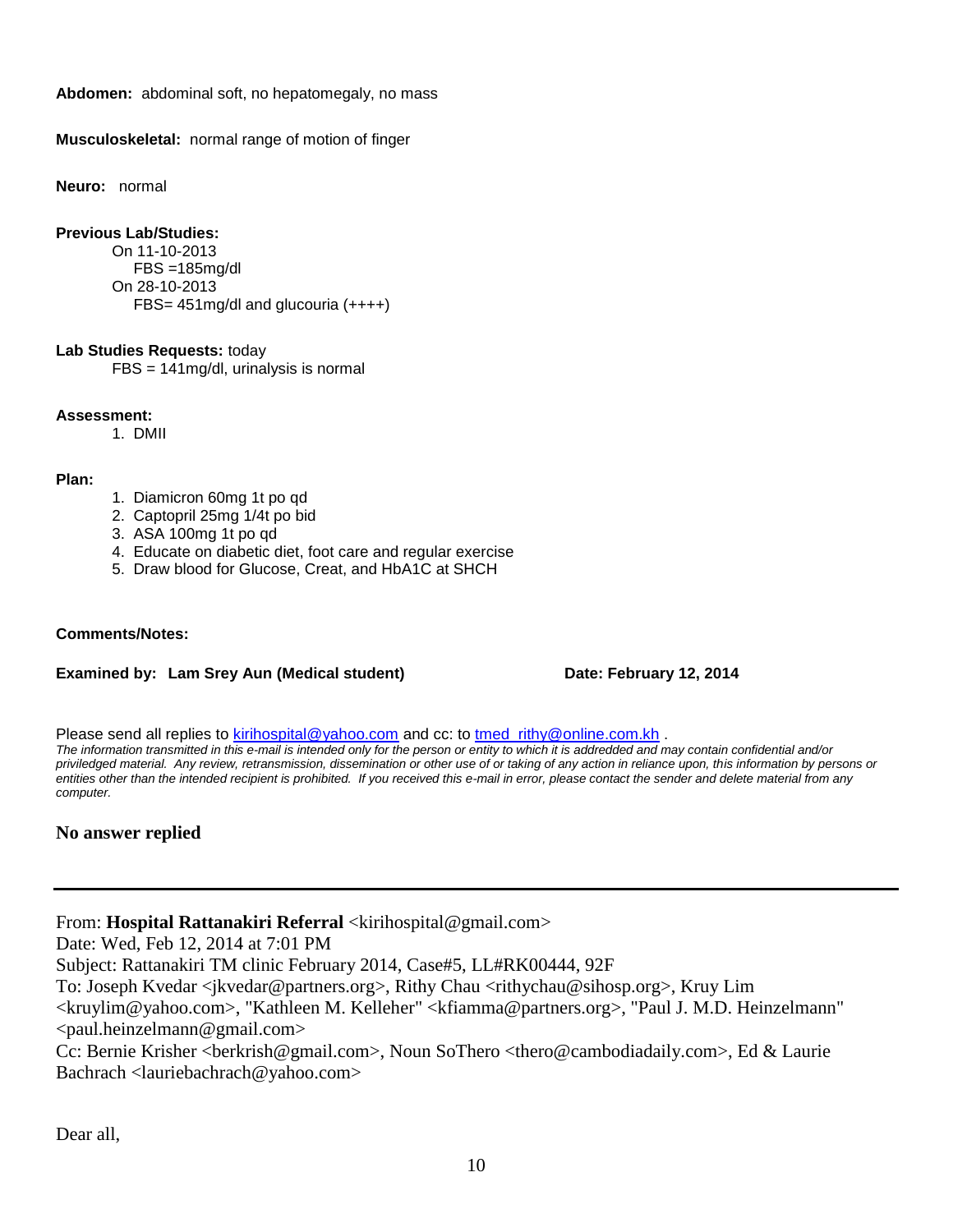**Abdomen:** abdominal soft, no hepatomegaly, no mass

**Musculoskeletal:** normal range of motion of finger

**Neuro:** normal

**Previous Lab/Studies:**

On 11-10-2013
FBS =185mg/dl
On 28-10-2013
FBS= 451mg/dl and glucouria (++++)

**Lab Studies Requests:** today

FBS = 141mg/dl, urinalysis is normal

**Assessment:**

1. DMII

**Plan:**

1. Diamicron 60mg 1t po qd
2. Captopril 25mg 1/4t po bid
3. ASA 100mg 1t po qd
4. Educate on diabetic diet, foot care and regular exercise
5. Draw blood for Glucose, Creat, and HbA1C at SHCH

**Comments/Notes:**

**Examined by: Lam Srey Aun (Medical student)** **Date: February 12, 2014**

Please send all replies to kirihospital@yahoo.com and cc: to tmed_rithy@online.com.kh .

*The information transmitted in this e-mail is intended only for the person or entity to which it is addredded and may contain confidential and/or priviledged material. Any review, retransmission, dissemination or other use of or taking of any action in reliance upon, this information by persons or entities other than the intended recipient is prohibited. If you received this e-mail in error, please contact the sender and delete material from any computer.*

**No answer replied**

---

From: **Hospital Rattanakiri Referral** <kirihospital@gmail.com>
Date: Wed, Feb 12, 2014 at 7:01 PM
Subject: Rattanakiri TM clinic February 2014, Case#5, LL#RK00444, 92F
To: Joseph Kvedar <jkvedar@partners.org>, Rithy Chau <rithychau@sihosp.org>, Kruy Lim <kruylim@yahoo.com>, "Kathleen M. Kelleher" <kfiamma@partners.org>, "Paul J. M.D. Heinzelmann" <paul.heinzelmann@gmail.com>
Cc: Bernie Krisher <berkrish@gmail.com>, Noun SoThero <thero@cambodiadaily.com>, Ed & Laurie Bachrach <lauriebachrach@yahoo.com>

Dear all,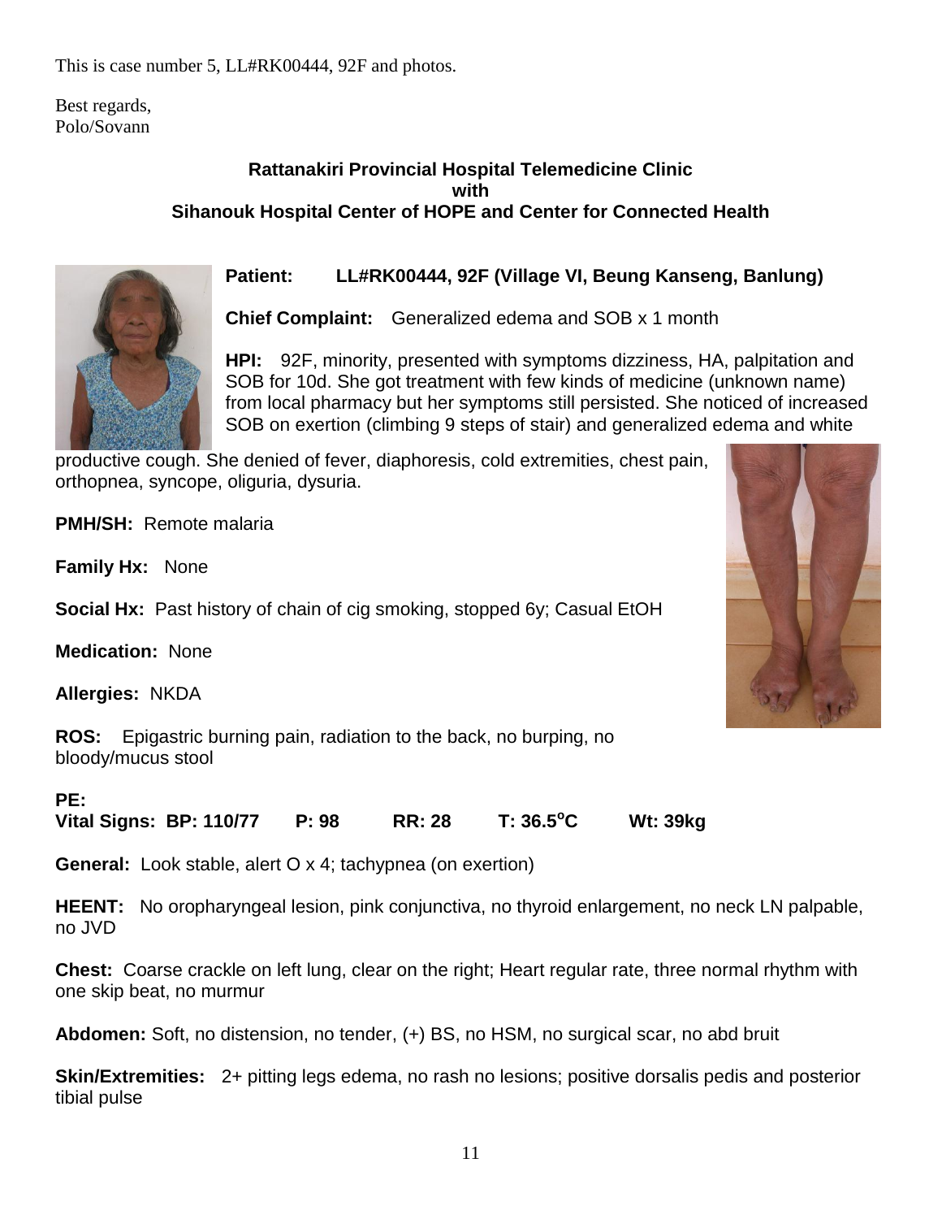This is case number 5, LL#RK00444, 92F and photos.

Best regards,
Polo/Sovann

**Rattanakiri Provincial Hospital Telemedicine Clinic**
**with**
**Sihanouk Hospital Center of HOPE and Center for Connected Health**

**Patient:** **LL#RK00444, 92F (Village VI, Beung Kanseng, Banlung)**

**Chief Complaint:** Generalized edema and SOB x 1 month

**HPI:** 92F, minority, presented with symptoms dizziness, HA, palpitation and SOB for 10d. She got treatment with few kinds of medicine (unknown name) from local pharmacy but her symptoms still persisted. She noticed of increased SOB on exertion (climbing 9 steps of stair) and generalized edema and white productive cough. She denied of fever, diaphoresis, cold extremities, chest pain, orthopnea, syncope, oliguria, dysuria.

**PMH/SH:** Remote malaria

**Family Hx:** None

**Social Hx:** Past history of chain of cig smoking, stopped 6y; Casual EtOH

**Medication:** None

**Allergies:** NKDA

**ROS:** Epigastric burning pain, radiation to the back, no burping, no bloody/mucus stool

**PE:**
**Vital Signs: BP: 110/77 P: 98 RR: 28 T: 36.5°C Wt: 39kg**

**General:** Look stable, alert O x 4; tachypnea (on exertion)

**HEENT:** No oropharyngeal lesion, pink conjunctiva, no thyroid enlargement, no neck LN palpable, no JVD

**Chest:** Coarse crackle on left lung, clear on the right; Heart regular rate, three normal rhythm with one skip beat, no murmur

**Abdomen:** Soft, no distension, no tender, (+) BS, no HSM, no surgical scar, no abd bruit

**Skin/Extremities:** 2+ pitting legs edema, no rash no lesions; positive dorsalis pedis and posterior tibial pulse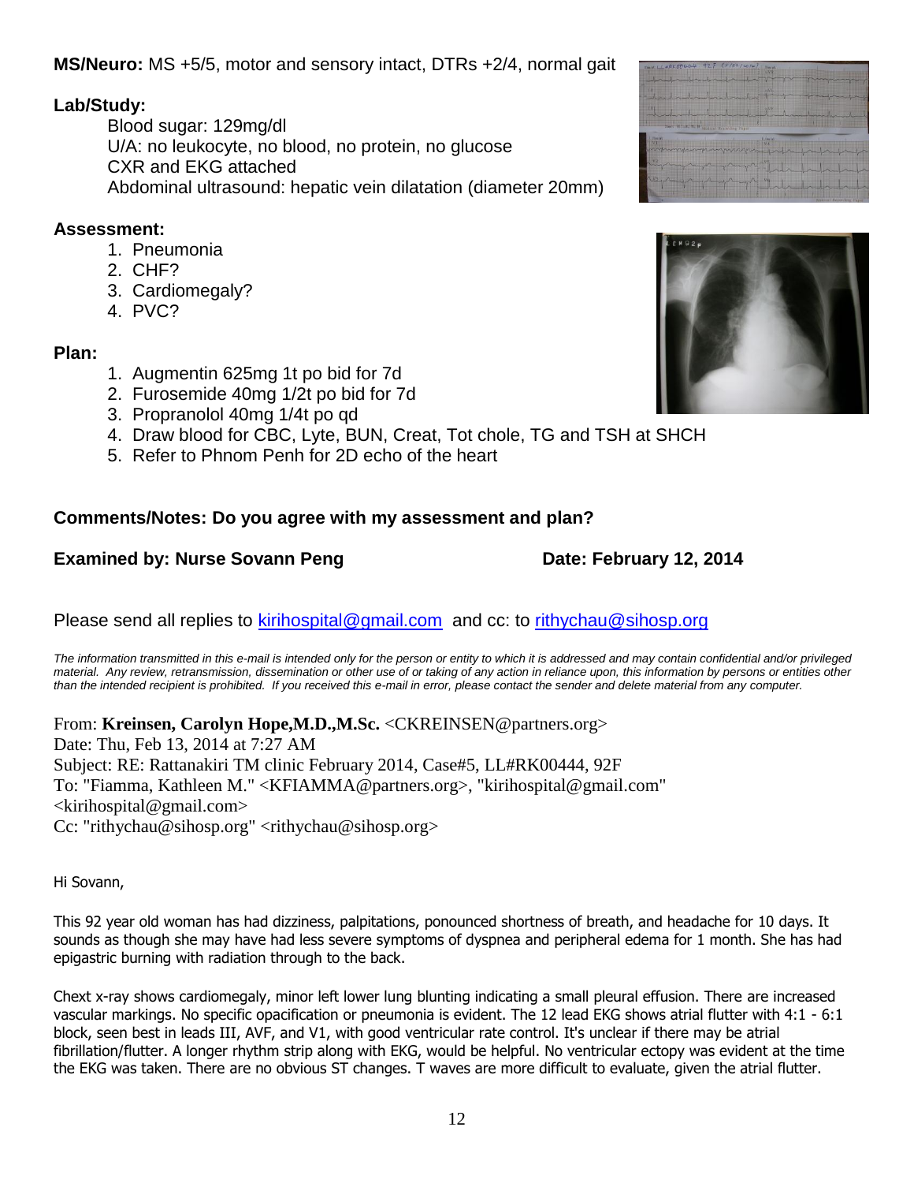**MS/Neuro:** MS +5/5, motor and sensory intact, DTRs +2/4, normal gait

**Lab/Study:**

Blood sugar: 129mg/dl
U/A: no leukocyte, no blood, no protein, no glucose
CXR and EKG attached
Abdominal ultrasound: hepatic vein dilatation (diameter 20mm)

**Assessment:**

1. Pneumonia
2. CHF?
3. Cardiomegaly?
4. PVC?

**Plan:**

1. Augmentin 625mg 1t po bid for 7d
2. Furosemide 40mg 1/2t po bid for 7d
3. Propranolol 40mg 1/4t po qd
4. Draw blood for CBC, Lyte, BUN, Creat, Tot chole, TG and TSH at SHCH
5. Refer to Phnom Penh for 2D echo of the heart

**Comments/Notes: Do you agree with my assessment and plan?**

**Examined by: Nurse Sovann Peng** **Date: February 12, 2014**

Please send all replies to kirihospital@gmail.com and cc: to rithychau@sihosp.org

*The information transmitted in this e-mail is intended only for the person or entity to which it is addressed and may contain confidential and/or privileged material. Any review, retransmission, dissemination or other use of or taking of any action in reliance upon, this information by persons or entities other than the intended recipient is prohibited. If you received this e-mail in error, please contact the sender and delete material from any computer.*

From: **Kreinsen, Carolyn Hope,M.D.,M.Sc.** <CKREINSEN@partners.org>
Date: Thu, Feb 13, 2014 at 7:27 AM
Subject: RE: Rattanakiri TM clinic February 2014, Case#5, LL#RK00444, 92F
To: "Fiamma, Kathleen M." <KFIAMMA@partners.org>, "kirihospital@gmail.com" <kirihospital@gmail.com>
Cc: "rithychau@sihosp.org" <rithychau@sihosp.org>

Hi Sovann,

This 92 year old woman has had dizziness, palpitations, ponounced shortness of breath, and headache for 10 days. It sounds as though she may have had less severe symptoms of dyspnea and peripheral edema for 1 month. She has had epigastric burning with radiation through to the back.

Chext x-ray shows cardiomegaly, minor left lower lung blunting indicating a small pleural effusion. There are increased vascular markings. No specific opacification or pneumonia is evident. The 12 lead EKG shows atrial flutter with 4:1 - 6:1 block, seen best in leads III, AVF, and V1, with good ventricular rate control. It's unclear if there may be atrial fibrillation/flutter. A longer rhythm strip along with EKG, would be helpful. No ventricular ectopy was evident at the time the EKG was taken. There are no obvious ST changes. T waves are more difficult to evaluate, given the atrial flutter.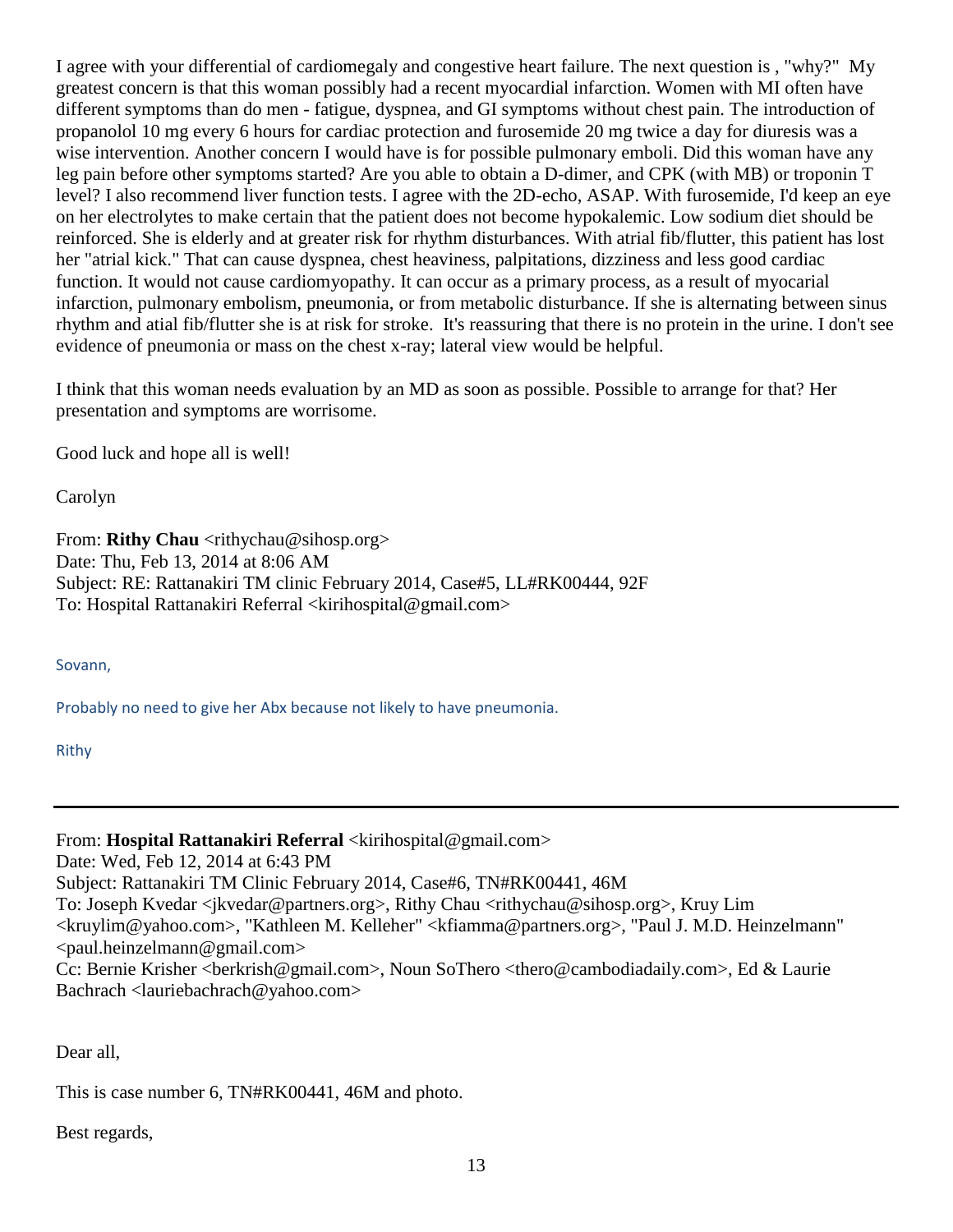I agree with your differential of cardiomegaly and congestive heart failure. The next question is , "why?" My greatest concern is that this woman possibly had a recent myocardial infarction. Women with MI often have different symptoms than do men - fatigue, dyspnea, and GI symptoms without chest pain. The introduction of propanolol 10 mg every 6 hours for cardiac protection and furosemide 20 mg twice a day for diuresis was a wise intervention. Another concern I would have is for possible pulmonary emboli. Did this woman have any leg pain before other symptoms started? Are you able to obtain a D-dimer, and CPK (with MB) or troponin T level? I also recommend liver function tests. I agree with the 2D-echo, ASAP. With furosemide, I'd keep an eye on her electrolytes to make certain that the patient does not become hypokalemic. Low sodium diet should be reinforced. She is elderly and at greater risk for rhythm disturbances. With atrial fib/flutter, this patient has lost her "atrial kick." That can cause dyspnea, chest heaviness, palpitations, dizziness and less good cardiac function. It would not cause cardiomyopathy. It can occur as a primary process, as a result of myocarial infarction, pulmonary embolism, pneumonia, or from metabolic disturbance. If she is alternating between sinus rhythm and atial fib/flutter she is at risk for stroke. It's reassuring that there is no protein in the urine. I don't see evidence of pneumonia or mass on the chest x-ray; lateral view would be helpful.

I think that this woman needs evaluation by an MD as soon as possible. Possible to arrange for that? Her presentation and symptoms are worrisome.

Good luck and hope all is well!

Carolyn

From: **Rithy Chau** <rithychau@sihosp.org>
Date: Thu, Feb 13, 2014 at 8:06 AM
Subject: RE: Rattanakiri TM clinic February 2014, Case#5, LL#RK00444, 92F
To: Hospital Rattanakiri Referral <kirihospital@gmail.com>

Sovann,

Probably no need to give her Abx because not likely to have pneumonia.

Rithy

---

From: **Hospital Rattanakiri Referral** <kirihospital@gmail.com>
Date: Wed, Feb 12, 2014 at 6:43 PM
Subject: Rattanakiri TM Clinic February 2014, Case#6, TN#RK00441, 46M
To: Joseph Kvedar <jkvedar@partners.org>, Rithy Chau <rithychau@sihosp.org>, Kruy Lim <kruylim@yahoo.com>, "Kathleen M. Kelleher" <kfiamma@partners.org>, "Paul J. M.D. Heinzelmann" <paul.heinzelmann@gmail.com>
Cc: Bernie Krisher <berkrish@gmail.com>, Noun SoThero <thero@cambodiadaily.com>, Ed & Laurie Bachrach <lauriebachrach@yahoo.com>

Dear all,

This is case number 6, TN#RK00441, 46M and photo.

Best regards,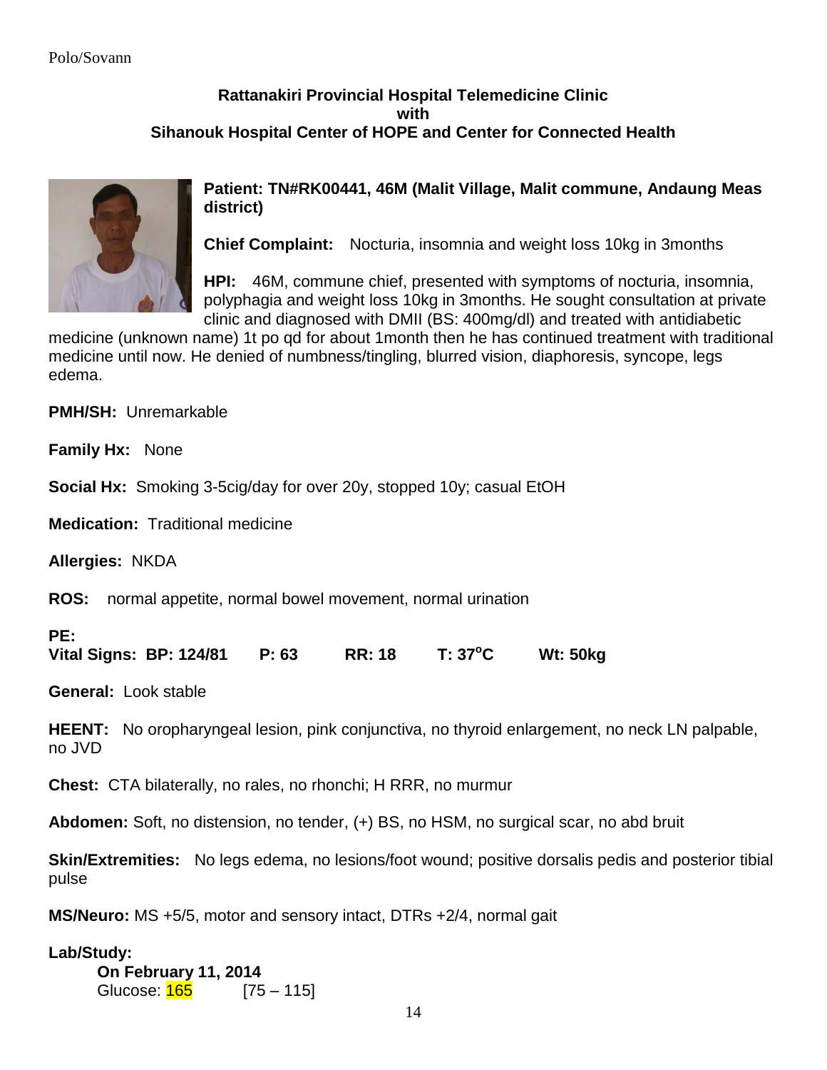Polo/Sovann

**Rattanakiri Provincial Hospital Telemedicine Clinic**
**with**
**Sihanouk Hospital Center of HOPE and Center for Connected Health**

**Patient: TN#RK00441, 46M (Malit Village, Malit commune, Andaung Meas district)**

**Chief Complaint:** Nocturia, insomnia and weight loss 10kg in 3months

**HPI:** 46M, commune chief, presented with symptoms of nocturia, insomnia, polyphagia and weight loss 10kg in 3months. He sought consultation at private clinic and diagnosed with DMII (BS: 400mg/dl) and treated with antidiabetic medicine (unknown name) 1t po qd for about 1month then he has continued treatment with traditional medicine until now. He denied of numbness/tingling, blurred vision, diaphoresis, syncope, legs edema.

**PMH/SH:** Unremarkable

**Family Hx:** None

**Social Hx:** Smoking 3-5cig/day for over 20y, stopped 10y; casual EtOH

**Medication:** Traditional medicine

**Allergies:** NKDA

**ROS:** normal appetite, normal bowel movement, normal urination

**PE:**
**Vital Signs: BP: 124/81 P: 63 RR: 18 T: 37$^{o}$C Wt: 50kg**

**General:** Look stable

**HEENT:** No oropharyngeal lesion, pink conjunctiva, no thyroid enlargement, no neck LN palpable, no JVD

**Chest:** CTA bilaterally, no rales, no rhonchi; H RRR, no murmur

**Abdomen:** Soft, no distension, no tender, (+) BS, no HSM, no surgical scar, no abd bruit

**Skin/Extremities:** No legs edema, no lesions/foot wound; positive dorsalis pedis and posterior tibial pulse

**MS/Neuro:** MS +5/5, motor and sensory intact, DTRs +2/4, normal gait

**Lab/Study:**

**On February 11, 2014**
Glucose: 165 [75 – 115]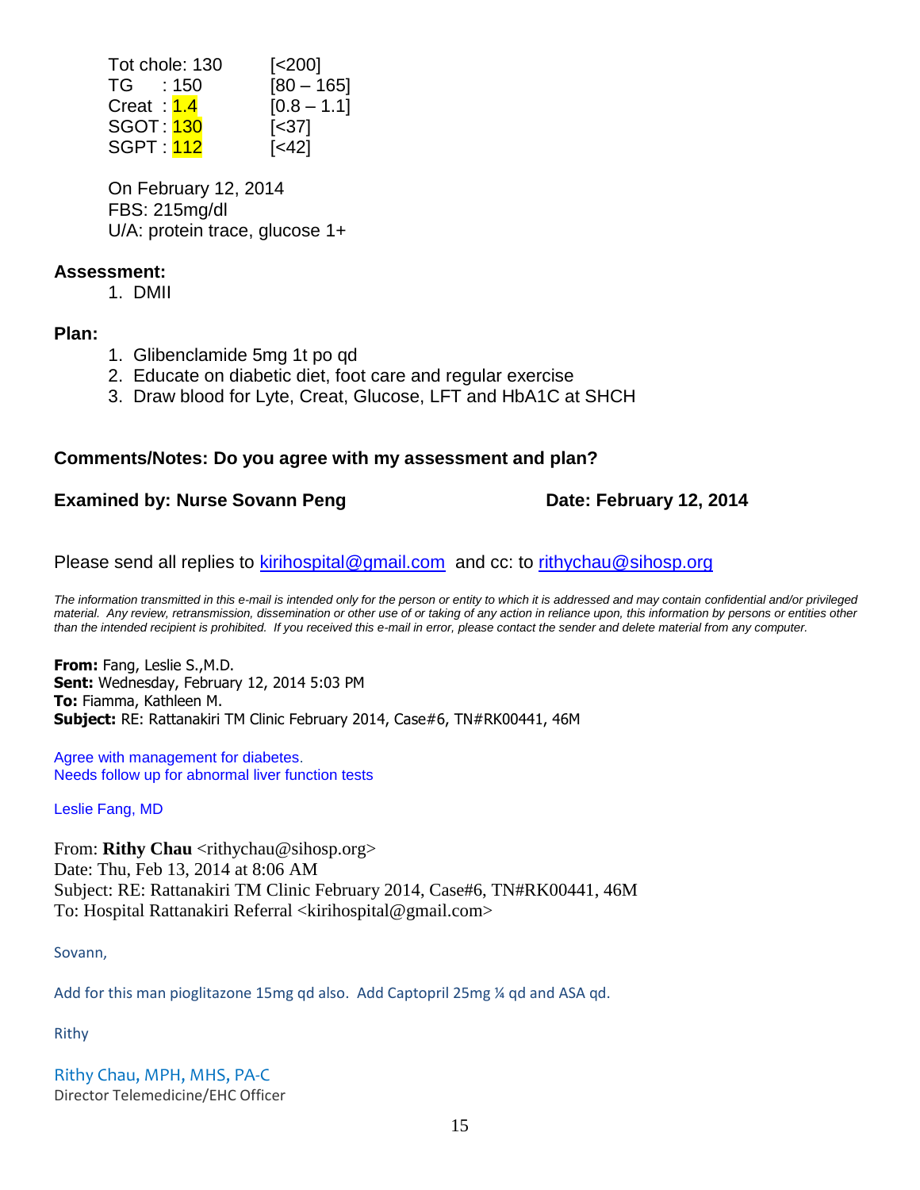Tot chole: 130 [<200]
TG : 150 [80 – 165]
Creat : 1.4 [0.8 – 1.1]
SGOT : 130 [<37]
SGPT : 112 [<42]

On February 12, 2014
FBS: 215mg/dl
U/A: protein trace, glucose 1+

**Assessment:**

1. DMII

**Plan:**

1. Glibenclamide 5mg 1t po qd
2. Educate on diabetic diet, foot care and regular exercise
3. Draw blood for Lyte, Creat, Glucose, LFT and HbA1C at SHCH

**Comments/Notes: Do you agree with my assessment and plan?**

**Examined by: Nurse Sovann Peng** **Date: February 12, 2014**

Please send all replies to kirihospital@gmail.com and cc: to rithychau@sihosp.org

*The information transmitted in this e-mail is intended only for the person or entity to which it is addressed and may contain confidential and/or privileged material. Any review, retransmission, dissemination or other use of or taking of any action in reliance upon, this information by persons or entities other than the intended recipient is prohibited. If you received this e-mail in error, please contact the sender and delete material from any computer.*

**From:** Fang, Leslie S.,M.D.
**Sent:** Wednesday, February 12, 2014 5:03 PM
**To:** Fiamma, Kathleen M.
**Subject:** RE: Rattanakiri TM Clinic February 2014, Case#6, TN#RK00441, 46M

Agree with management for diabetes.
Needs follow up for abnormal liver function tests

Leslie Fang, MD

From: **Rithy Chau** <rithychau@sihosp.org>
Date: Thu, Feb 13, 2014 at 8:06 AM
Subject: RE: Rattanakiri TM Clinic February 2014, Case#6, TN#RK00441, 46M
To: Hospital Rattanakiri Referral <kirihospital@gmail.com>

Sovann,

Add for this man pioglitazone 15mg qd also. Add Captopril 25mg ¼ qd and ASA qd.

Rithy

Rithy Chau, MPH, MHS, PA-C
Director Telemedicine/EHC Officer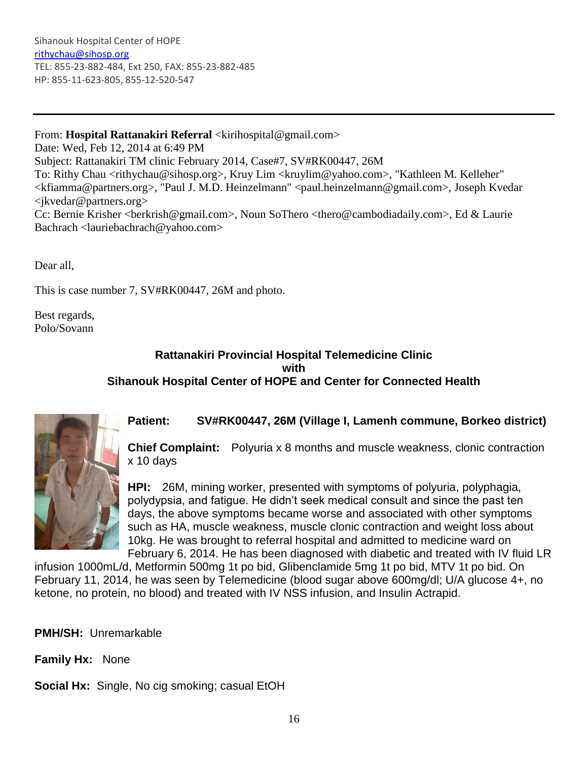Sihanouk Hospital Center of HOPE
rithychau@sihosp.org
TEL: 855-23-882-484, Ext 250, FAX: 855-23-882-485
HP: 855-11-623-805, 855-12-520-547

---

From: **Hospital Rattanakiri Referral** <kirihospital@gmail.com>
Date: Wed, Feb 12, 2014 at 6:49 PM
Subject: Rattanakiri TM clinic February 2014, Case#7, SV#RK00447, 26M
To: Rithy Chau <rithychau@sihosp.org>, Kruy Lim <kruylim@yahoo.com>, "Kathleen M. Kelleher" <kfiamma@partners.org>, "Paul J. M.D. Heinzelmann" <paul.heinzelmann@gmail.com>, Joseph Kvedar <jkvedar@partners.org>
Cc: Bernie Krisher <berkrish@gmail.com>, Noun SoThero <thero@cambodiadaily.com>, Ed & Laurie Bachrach <lauriebachrach@yahoo.com>

Dear all,

This is case number 7, SV#RK00447, 26M and photo.

Best regards,
Polo/Sovann

**Rattanakiri Provincial Hospital Telemedicine Clinic**
**with**
**Sihanouk Hospital Center of HOPE and Center for Connected Health**

**Patient:** **SV#RK00447, 26M (Village I, Lamenh commune, Borkeo district)**

**Chief Complaint:** Polyuria x 8 months and muscle weakness, clonic contraction x 10 days

**HPI:** 26M, mining worker, presented with symptoms of polyuria, polyphagia, polydypsia, and fatigue. He didn't seek medical consult and since the past ten days, the above symptoms became worse and associated with other symptoms such as HA, muscle weakness, muscle clonic contraction and weight loss about 10kg. He was brought to referral hospital and admitted to medicine ward on February 6, 2014. He has been diagnosed with diabetic and treated with IV fluid LR infusion 1000mL/d, Metformin 500mg 1t po bid, Glibenclamide 5mg 1t po bid, MTV 1t po bid. On February 11, 2014, he was seen by Telemedicine (blood sugar above 600mg/dl; U/A glucose 4+, no ketone, no protein, no blood) and treated with IV NSS infusion, and Insulin Actrapid.

**PMH/SH:** Unremarkable

**Family Hx:** None

**Social Hx:** Single, No cig smoking; casual EtOH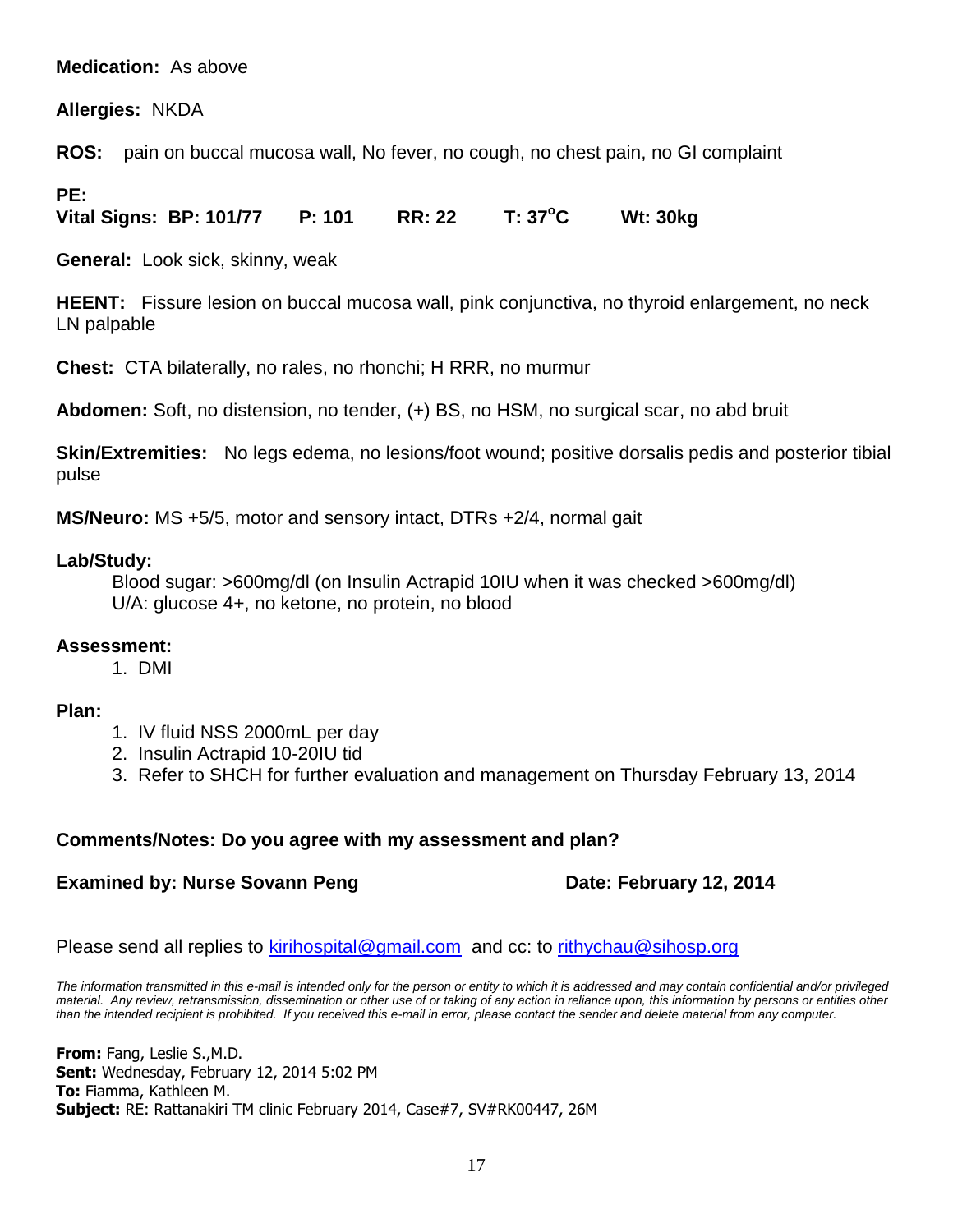**Medication:** As above

**Allergies:** NKDA

**ROS:** pain on buccal mucosa wall, No fever, no cough, no chest pain, no GI complaint

**PE:**
**Vital Signs: BP: 101/77 P: 101 RR: 22 T: 37$^{o}$C Wt: 30kg**

**General:** Look sick, skinny, weak

**HEENT:** Fissure lesion on buccal mucosa wall, pink conjunctiva, no thyroid enlargement, no neck LN palpable

**Chest:** CTA bilaterally, no rales, no rhonchi; H RRR, no murmur

**Abdomen:** Soft, no distension, no tender, (+) BS, no HSM, no surgical scar, no abd bruit

**Skin/Extremities:** No legs edema, no lesions/foot wound; positive dorsalis pedis and posterior tibial pulse

**MS/Neuro:** MS +5/5, motor and sensory intact, DTRs +2/4, normal gait

**Lab/Study:**

Blood sugar: >600mg/dl (on Insulin Actrapid 10IU when it was checked >600mg/dl)
U/A: glucose 4+, no ketone, no protein, no blood

**Assessment:**

1. DMI

**Plan:**

1. IV fluid NSS 2000mL per day
2. Insulin Actrapid 10-20IU tid
3. Refer to SHCH for further evaluation and management on Thursday February 13, 2014

**Comments/Notes: Do you agree with my assessment and plan?**

**Examined by: Nurse Sovann Peng** **Date: February 12, 2014**

Please send all replies to kirihospital@gmail.com and cc: to rithychau@sihosp.org

*The information transmitted in this e-mail is intended only for the person or entity to which it is addressed and may contain confidential and/or privileged material. Any review, retransmission, dissemination or other use of or taking of any action in reliance upon, this information by persons or entities other than the intended recipient is prohibited. If you received this e-mail in error, please contact the sender and delete material from any computer.*

**From:** Fang, Leslie S.,M.D.
**Sent:** Wednesday, February 12, 2014 5:02 PM
**To:** Fiamma, Kathleen M.
**Subject:** RE: Rattanakiri TM clinic February 2014, Case#7, SV#RK00447, 26M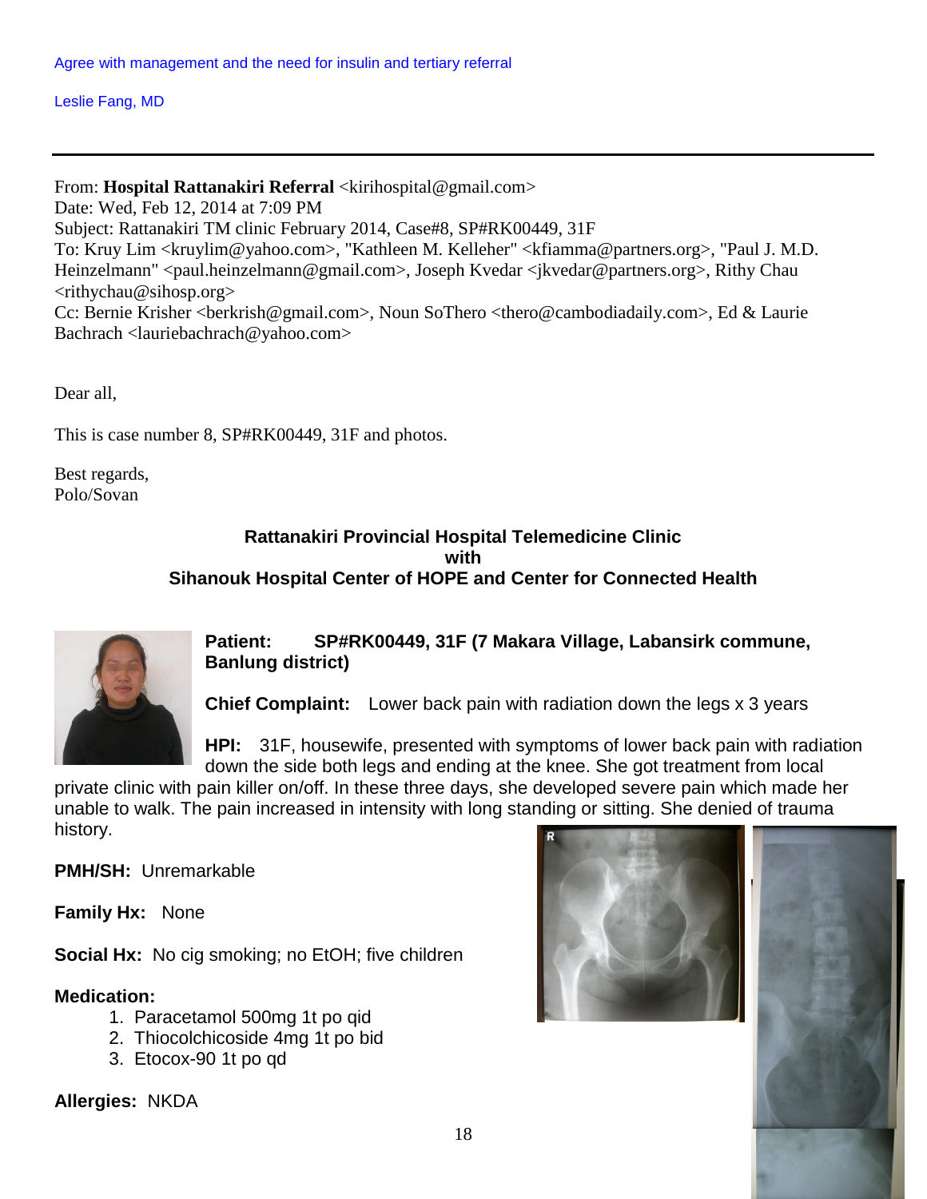Agree with management and the need for insulin and tertiary referral

Leslie Fang, MD

---

From: **Hospital Rattanakiri Referral** <kirihospital@gmail.com>
Date: Wed, Feb 12, 2014 at 7:09 PM
Subject: Rattanakiri TM clinic February 2014, Case#8, SP#RK00449, 31F
To: Kruy Lim <kruylim@yahoo.com>, "Kathleen M. Kelleher" <kfiamma@partners.org>, "Paul J. M.D. Heinzelmann" <paul.heinzelmann@gmail.com>, Joseph Kvedar <jkvedar@partners.org>, Rithy Chau <rithychau@sihosp.org>
Cc: Bernie Krisher <berkrish@gmail.com>, Noun SoThero <thero@cambodiadaily.com>, Ed & Laurie Bachrach <lauriebachrach@yahoo.com>

Dear all,

This is case number 8, SP#RK00449, 31F and photos.

Best regards,
Polo/Sovan

**Rattanakiri Provincial Hospital Telemedicine Clinic**
**with**
**Sihanouk Hospital Center of HOPE and Center for Connected Health**

**Patient:** **SP#RK00449, 31F (7 Makara Village, Labansirk commune, Banlung district)**

**Chief Complaint:** Lower back pain with radiation down the legs x 3 years

**HPI:** 31F, housewife, presented with symptoms of lower back pain with radiation down the side both legs and ending at the knee. She got treatment from local private clinic with pain killer on/off. In these three days, she developed severe pain which made her unable to walk. The pain increased in intensity with long standing or sitting. She denied of trauma history.

**PMH/SH:** Unremarkable

**Family Hx:** None

**Social Hx:** No cig smoking; no EtOH; five children

**Medication:**

1. Paracetamol 500mg 1t po qid
2. Thiocolchicoside 4mg 1t po bid
3. Etocox-90 1t po qd

**Allergies:** NKDA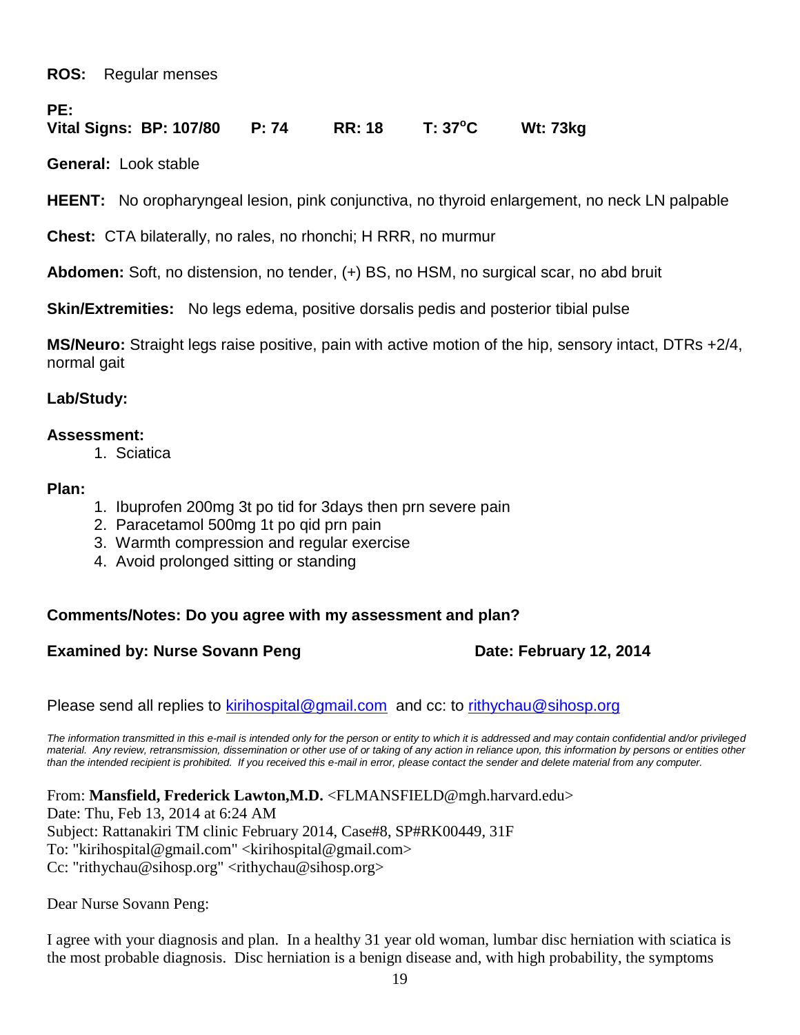**ROS:** Regular menses

**PE:**
**Vital Signs: BP: 107/80 P: 74 RR: 18 T: 37$^{o}$C Wt: 73kg**

**General:** Look stable

**HEENT:** No oropharyngeal lesion, pink conjunctiva, no thyroid enlargement, no neck LN palpable

**Chest:** CTA bilaterally, no rales, no rhonchi; H RRR, no murmur

**Abdomen:** Soft, no distension, no tender, (+) BS, no HSM, no surgical scar, no abd bruit

**Skin/Extremities:** No legs edema, positive dorsalis pedis and posterior tibial pulse

**MS/Neuro:** Straight legs raise positive, pain with active motion of the hip, sensory intact, DTRs +2/4, normal gait

**Lab/Study:**

**Assessment:**

1. Sciatica

**Plan:**

1. Ibuprofen 200mg 3t po tid for 3days then prn severe pain
2. Paracetamol 500mg 1t po qid prn pain
3. Warmth compression and regular exercise
4. Avoid prolonged sitting or standing

**Comments/Notes: Do you agree with my assessment and plan?**

**Examined by: Nurse Sovann Peng** **Date: February 12, 2014**

Please send all replies to kirihospital@gmail.com and cc: to rithychau@sihosp.org

*The information transmitted in this e-mail is intended only for the person or entity to which it is addressed and may contain confidential and/or privileged material. Any review, retransmission, dissemination or other use of or taking of any action in reliance upon, this information by persons or entities other than the intended recipient is prohibited. If you received this e-mail in error, please contact the sender and delete material from any computer.*

From: **Mansfield, Frederick Lawton,M.D.** <FLMANSFIELD@mgh.harvard.edu>
Date: Thu, Feb 13, 2014 at 6:24 AM
Subject: Rattanakiri TM clinic February 2014, Case#8, SP#RK00449, 31F
To: "kirihospital@gmail.com" <kirihospital@gmail.com>
Cc: "rithychau@sihosp.org" <rithychau@sihosp.org>

Dear Nurse Sovann Peng:

I agree with your diagnosis and plan. In a healthy 31 year old woman, lumbar disc herniation with sciatica is the most probable diagnosis. Disc herniation is a benign disease and, with high probability, the symptoms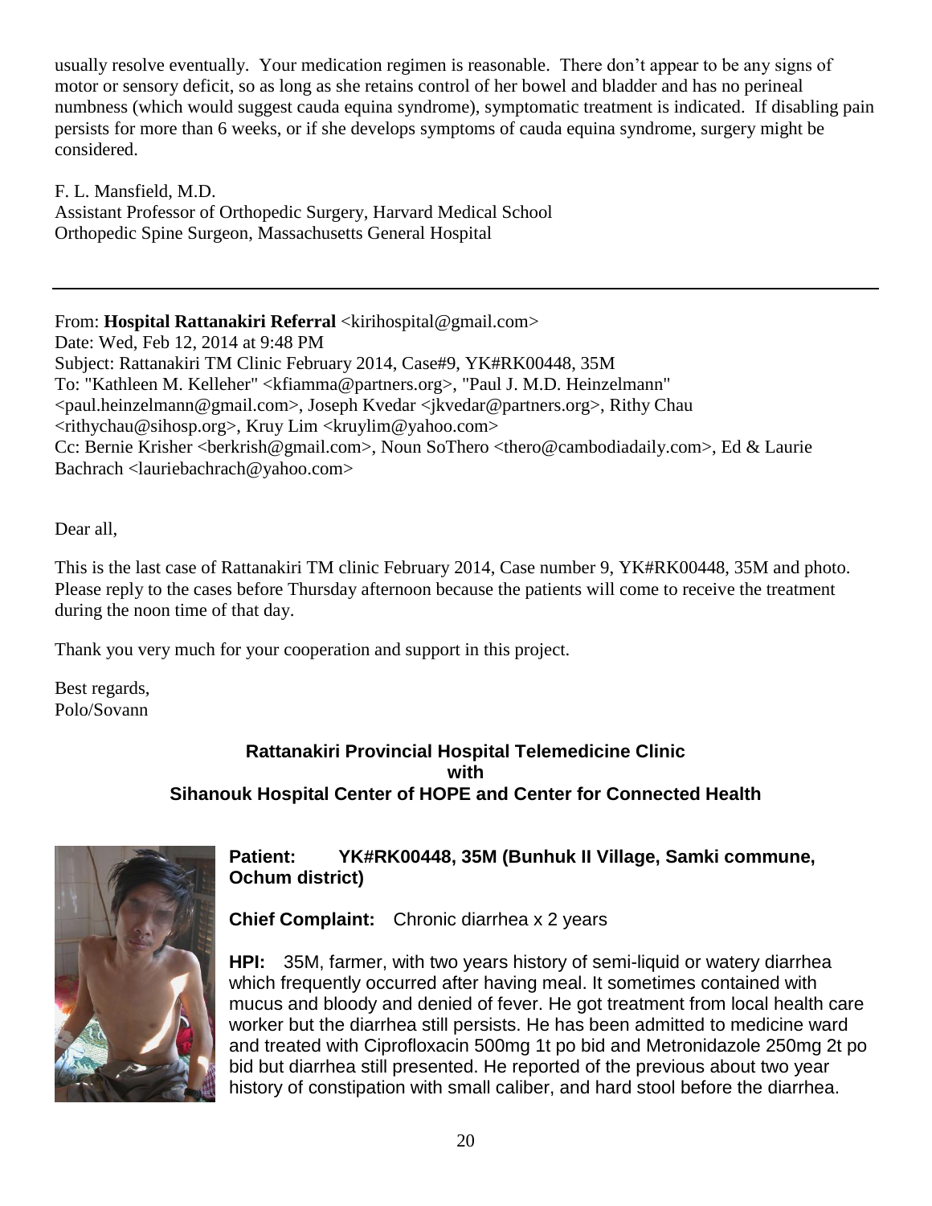usually resolve eventually. Your medication regimen is reasonable. There don't appear to be any signs of motor or sensory deficit, so as long as she retains control of her bowel and bladder and has no perineal numbness (which would suggest cauda equina syndrome), symptomatic treatment is indicated. If disabling pain persists for more than 6 weeks, or if she develops symptoms of cauda equina syndrome, surgery might be considered.

F. L. Mansfield, M.D.
Assistant Professor of Orthopedic Surgery, Harvard Medical School
Orthopedic Spine Surgeon, Massachusetts General Hospital

---

From: **Hospital Rattanakiri Referral** <kirihospital@gmail.com>
Date: Wed, Feb 12, 2014 at 9:48 PM
Subject: Rattanakiri TM Clinic February 2014, Case#9, YK#RK00448, 35M
To: "Kathleen M. Kelleher" <kfiamma@partners.org>, "Paul J. M.D. Heinzelmann" <paul.heinzelmann@gmail.com>, Joseph Kvedar <jkvedar@partners.org>, Rithy Chau <rithychau@sihosp.org>, Kruy Lim <kruylim@yahoo.com>
Cc: Bernie Krisher <berkrish@gmail.com>, Noun SoThero <thero@cambodiadaily.com>, Ed & Laurie Bachrach <lauriebachrach@yahoo.com>

Dear all,

This is the last case of Rattanakiri TM clinic February 2014, Case number 9, YK#RK00448, 35M and photo. Please reply to the cases before Thursday afternoon because the patients will come to receive the treatment during the noon time of that day.

Thank you very much for your cooperation and support in this project.

Best regards,
Polo/Sovann

**Rattanakiri Provincial Hospital Telemedicine Clinic**
**with**
**Sihanouk Hospital Center of HOPE and Center for Connected Health**

**Patient:** **YK#RK00448, 35M (Bunhuk II Village, Samki commune, Ochum district)**

**Chief Complaint:** Chronic diarrhea x 2 years

**HPI:** 35M, farmer, with two years history of semi-liquid or watery diarrhea which frequently occurred after having meal. It sometimes contained with mucus and bloody and denied of fever. He got treatment from local health care worker but the diarrhea still persists. He has been admitted to medicine ward and treated with Ciprofloxacin 500mg 1t po bid and Metronidazole 250mg 2t po bid but diarrhea still presented. He reported of the previous about two year history of constipation with small caliber, and hard stool before the diarrhea.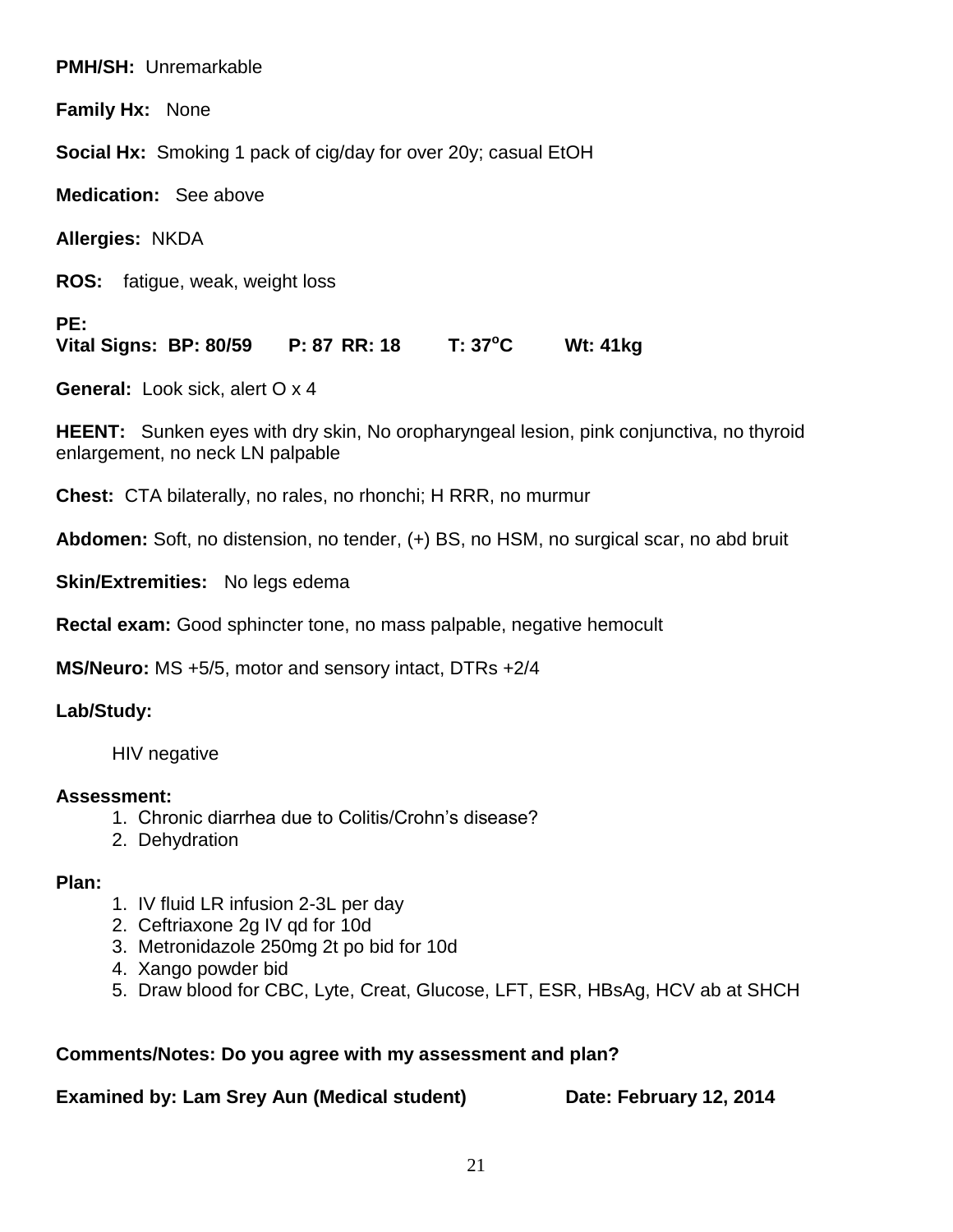**PMH/SH:** Unremarkable

**Family Hx:** None

**Social Hx:** Smoking 1 pack of cig/day for over 20y; casual EtOH

**Medication:** See above

**Allergies:** NKDA

**ROS:** fatigue, weak, weight loss

**PE:**

**Vital Signs: BP: 80/59 P: 87 RR: 18 T: 37$^o$C Wt: 41kg**

**General:** Look sick, alert O x 4

**HEENT:** Sunken eyes with dry skin, No oropharyngeal lesion, pink conjunctiva, no thyroid enlargement, no neck LN palpable

**Chest:** CTA bilaterally, no rales, no rhonchi; H RRR, no murmur

**Abdomen:** Soft, no distension, no tender, (+) BS, no HSM, no surgical scar, no abd bruit

**Skin/Extremities:** No legs edema

**Rectal exam:** Good sphincter tone, no mass palpable, negative hemocult

**MS/Neuro:** MS +5/5, motor and sensory intact, DTRs +2/4

**Lab/Study:**

HIV negative

**Assessment:**

1. Chronic diarrhea due to Colitis/Crohn's disease?
2. Dehydration

**Plan:**

1. IV fluid LR infusion 2-3L per day
2. Ceftriaxone 2g IV qd for 10d
3. Metronidazole 250mg 2t po bid for 10d
4. Xango powder bid
5. Draw blood for CBC, Lyte, Creat, Glucose, LFT, ESR, HBsAg, HCV ab at SHCH

**Comments/Notes: Do you agree with my assessment and plan?**

**Examined by: Lam Srey Aun (Medical student) Date: February 12, 2014**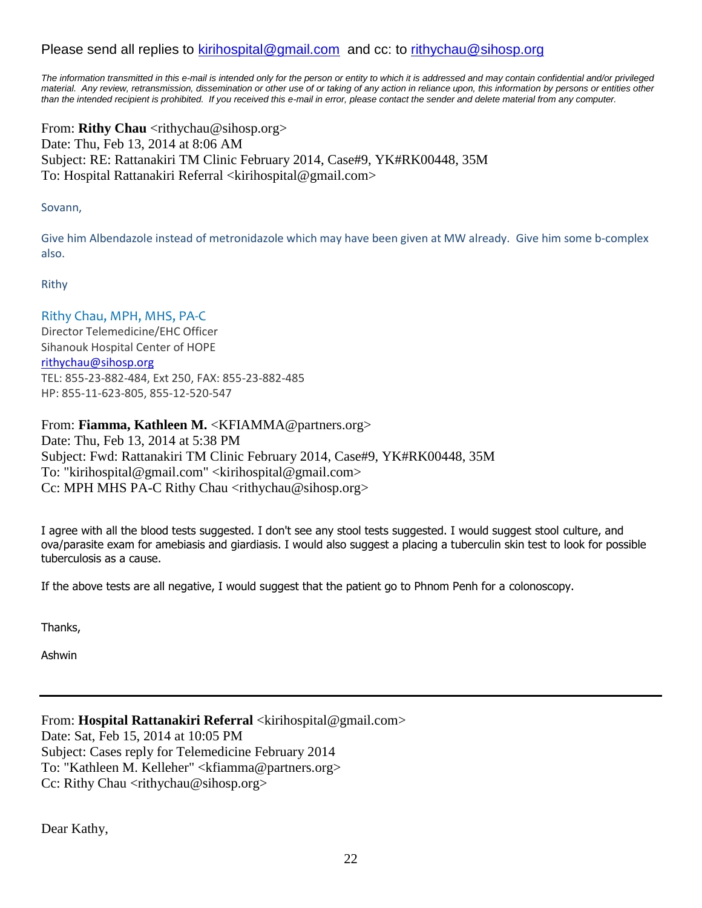Please send all replies to kirihospital@gmail.com and cc: to rithychau@sihosp.org

*The information transmitted in this e-mail is intended only for the person or entity to which it is addressed and may contain confidential and/or privileged material. Any review, retransmission, dissemination or other use of or taking of any action in reliance upon, this information by persons or entities other than the intended recipient is prohibited. If you received this e-mail in error, please contact the sender and delete material from any computer.*

From: **Rithy Chau** <rithychau@sihosp.org>
Date: Thu, Feb 13, 2014 at 8:06 AM
Subject: RE: Rattanakiri TM Clinic February 2014, Case#9, YK#RK00448, 35M
To: Hospital Rattanakiri Referral <kirihospital@gmail.com>

Sovann,

Give him Albendazole instead of metronidazole which may have been given at MW already. Give him some b-complex also.

Rithy

Rithy Chau, MPH, MHS, PA-C
Director Telemedicine/EHC Officer
Sihanouk Hospital Center of HOPE
rithychau@sihosp.org
TEL: 855-23-882-484, Ext 250, FAX: 855-23-882-485
HP: 855-11-623-805, 855-12-520-547

From: **Fiamma, Kathleen M.** <KFIAMMA@partners.org>
Date: Thu, Feb 13, 2014 at 5:38 PM
Subject: Fwd: Rattanakiri TM Clinic February 2014, Case#9, YK#RK00448, 35M
To: "kirihospital@gmail.com" <kirihospital@gmail.com>
Cc: MPH MHS PA-C Rithy Chau <rithychau@sihosp.org>

I agree with all the blood tests suggested. I don't see any stool tests suggested. I would suggest stool culture, and ova/parasite exam for amebiasis and giardiasis. I would also suggest a placing a tuberculin skin test to look for possible tuberculosis as a cause.

If the above tests are all negative, I would suggest that the patient go to Phnom Penh for a colonoscopy.

Thanks,

Ashwin

---

From: **Hospital Rattanakiri Referral** <kirihospital@gmail.com>
Date: Sat, Feb 15, 2014 at 10:05 PM
Subject: Cases reply for Telemedicine February 2014
To: "Kathleen M. Kelleher" <kfiamma@partners.org>
Cc: Rithy Chau <rithychau@sihosp.org>

Dear Kathy,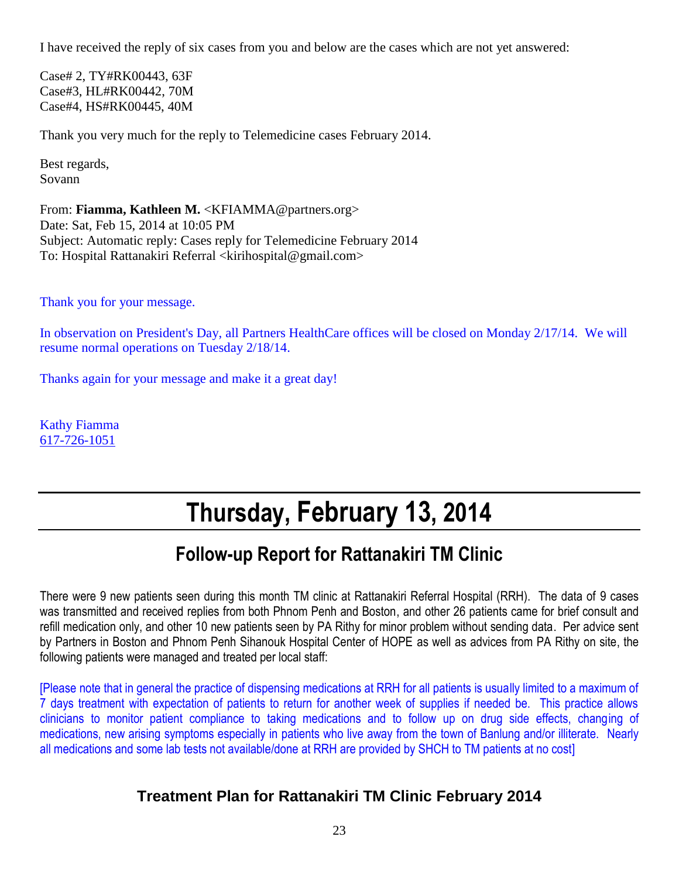I have received the reply of six cases from you and below are the cases which are not yet answered:

Case# 2, TY#RK00443, 63F
Case#3, HL#RK00442, 70M
Case#4, HS#RK00445, 40M

Thank you very much for the reply to Telemedicine cases February 2014.

Best regards,
Sovann

From: **Fiamma, Kathleen M.** <KFIAMMA@partners.org>
Date: Sat, Feb 15, 2014 at 10:05 PM
Subject: Automatic reply: Cases reply for Telemedicine February 2014
To: Hospital Rattanakiri Referral <kirihospital@gmail.com>

Thank you for your message.

In observation on President's Day, all Partners HealthCare offices will be closed on Monday 2/17/14. We will resume normal operations on Tuesday 2/18/14.

Thanks again for your message and make it a great day!

Kathy Fiamma
617-726-1051

# Thursday, February 13, 2014

## Follow-up Report for Rattanakiri TM Clinic

There were 9 new patients seen during this month TM clinic at Rattanakiri Referral Hospital (RRH). The data of 9 cases was transmitted and received replies from both Phnom Penh and Boston, and other 26 patients came for brief consult and refill medication only, and other 10 new patients seen by PA Rithy for minor problem without sending data. Per advice sent by Partners in Boston and Phnom Penh Sihanouk Hospital Center of HOPE as well as advices from PA Rithy on site, the following patients were managed and treated per local staff:

[Please note that in general the practice of dispensing medications at RRH for all patients is usually limited to a maximum of 7 days treatment with expectation of patients to return for another week of supplies if needed be. This practice allows clinicians to monitor patient compliance to taking medications and to follow up on drug side effects, changing of medications, new arising symptoms especially in patients who live away from the town of Banlung and/or illiterate. Nearly all medications and some lab tests not available/done at RRH are provided by SHCH to TM patients at no cost]

### Treatment Plan for Rattanakiri TM Clinic February 2014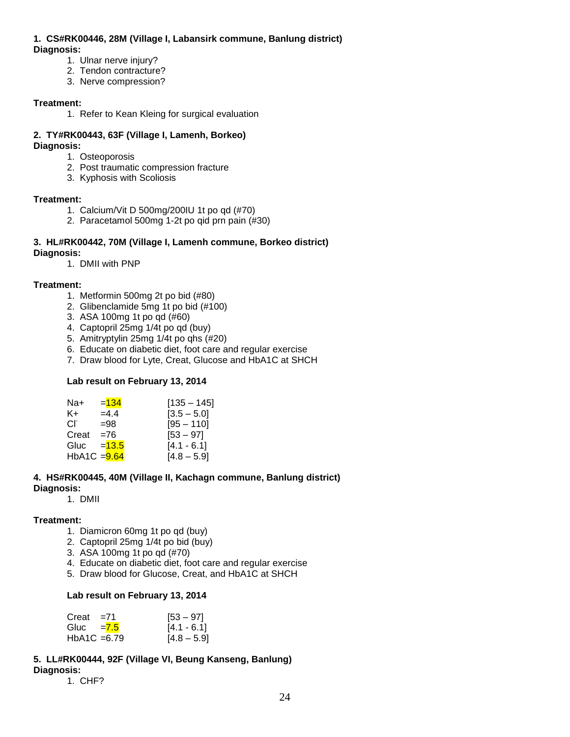**1. CS#RK00446, 28M (Village I, Labansirk commune, Banlung district)**

**Diagnosis:**

1. Ulnar nerve injury?
2. Tendon contracture?
3. Nerve compression?

**Treatment:**

1. Refer to Kean Kleing for surgical evaluation

**2. TY#RK00443, 63F (Village I, Lamenh, Borkeo)**

**Diagnosis:**

1. Osteoporosis
2. Post traumatic compression fracture
3. Kyphosis with Scoliosis

**Treatment:**

1. Calcium/Vit D 500mg/200IU 1t po qd (#70)
2. Paracetamol 500mg 1-2t po qid prn pain (#30)

**3. HL#RK00442, 70M (Village I, Lamenh commune, Borkeo district)**

**Diagnosis:**

1. DMII with PNP

**Treatment:**

1. Metformin 500mg 2t po bid (#80)
2. Glibenclamide 5mg 1t po bid (#100)
3. ASA 100mg 1t po qd (#60)
4. Captopril 25mg 1/4t po qd (buy)
5. Amitryptylin 25mg 1/4t po qhs (#20)
6. Educate on diabetic diet, foot care and regular exercise
7. Draw blood for Lyte, Creat, Glucose and HbA1C at SHCH

**Lab result on February 13, 2014**

| | | |
|---|---|---|
| Na+ | =134 | [135 – 145] |
| K+ | =4.4 | [3.5 – 5.0] |
| Cl- | =98 | [95 – 110] |
| Creat | =76 | [53 – 97] |
| Gluc | =13.5 | [4.1 - 6.1] |
| HbA1C | =9.64 | [4.8 – 5.9] |

**4. HS#RK00445, 40M (Village II, Kachagn commune, Banlung district)**

**Diagnosis:**

1. DMII

**Treatment:**

1. Diamicron 60mg 1t po qd (buy)
2. Captopril 25mg 1/4t po bid (buy)
3. ASA 100mg 1t po qd (#70)
4. Educate on diabetic diet, foot care and regular exercise
5. Draw blood for Glucose, Creat, and HbA1C at SHCH

**Lab result on February 13, 2014**

| | | |
|---|---|---|
| Creat | =71 | [53 – 97] |
| Gluc | =7.5 | [4.1 - 6.1] |
| HbA1C | =6.79 | [4.8 – 5.9] |

**5. LL#RK00444, 92F (Village VI, Beung Kanseng, Banlung)**

**Diagnosis:**

1. CHF?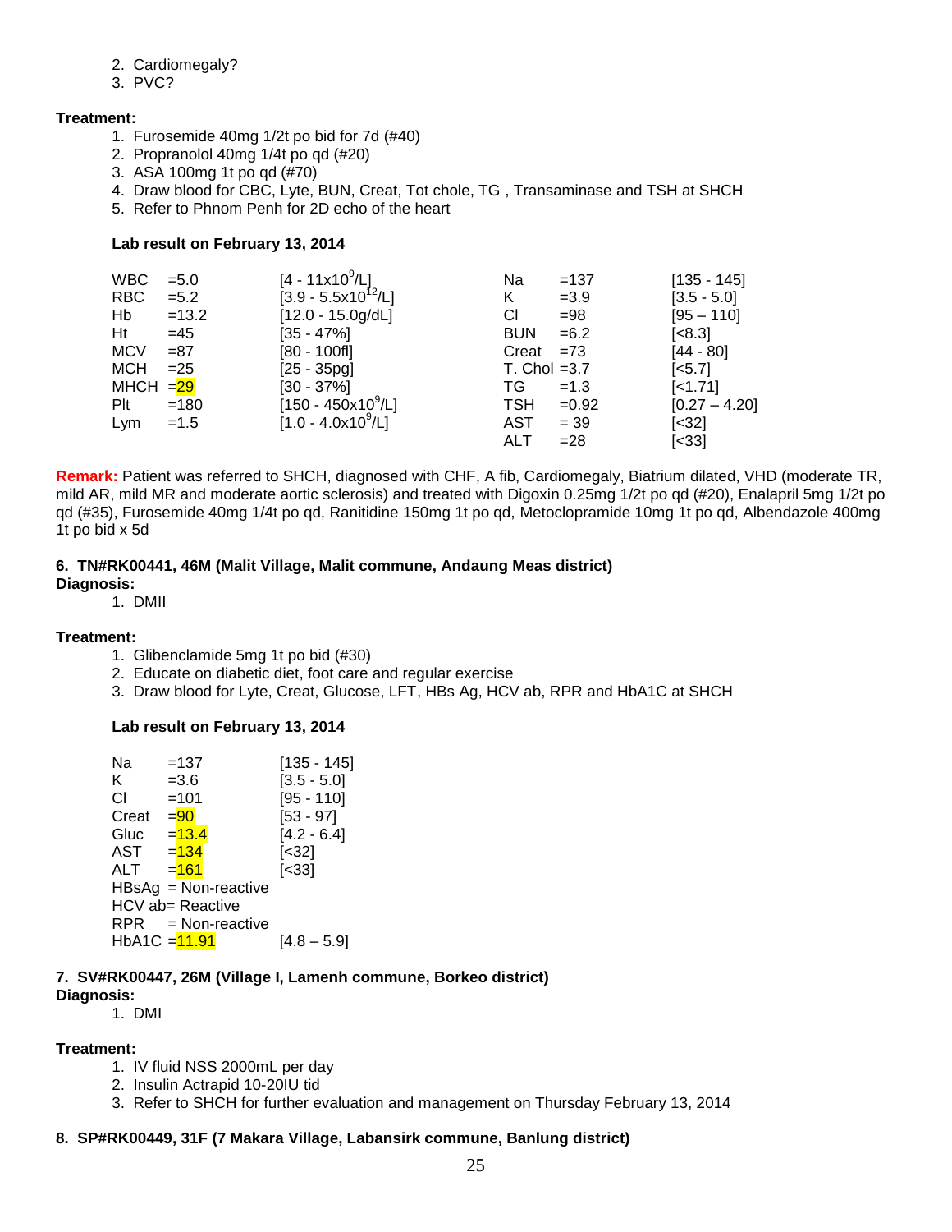2. Cardiomegaly?
3. PVC?

**Treatment:**

1. Furosemide 40mg 1/2t po bid for 7d (#40)
2. Propranolol 40mg 1/4t po qd (#20)
3. ASA 100mg 1t po qd (#70)
4. Draw blood for CBC, Lyte, BUN, Creat, Tot chole, TG , Transaminase and TSH at SHCH
5. Refer to Phnom Penh for 2D echo of the heart

**Lab result on February 13, 2014**

| Test | Result | Reference | Test | Result | Reference |
|---|---|---|---|---|---|
| WBC | =5.0 | [4 - 11x10$^9$/L] | Na | =137 | [135 - 145] |
| RBC | =5.2 | [3.9 - 5.5x10$^{12}$/L] | K | =3.9 | [3.5 - 5.0] |
| Hb | =13.2 | [12.0 - 15.0g/dL] | Cl | =98 | [95 – 110] |
| Ht | =45 | [35 - 47%] | BUN | =6.2 | [<8.3] |
| MCV | =87 | [80 - 100fl] | Creat | =73 | [44 - 80] |
| MCH | =25 | [25 - 35pg] | T. Chol | =3.7 | [<5.7] |
| MHCH | =29 | [30 - 37%] | TG | =1.3 | [<1.71] |
| Plt | =180 | [150 - 450x10$^9$/L] | TSH | =0.92 | [0.27 – 4.20] |
| Lym | =1.5 | [1.0 - 4.0x10$^9$/L] | AST | = 39 | [<32] |
| | | | ALT | =28 | [<33] |

**Remark:** Patient was referred to SHCH, diagnosed with CHF, A fib, Cardiomegaly, Biatrium dilated, VHD (moderate TR, mild AR, mild MR and moderate aortic sclerosis) and treated with Digoxin 0.25mg 1/2t po qd (#20), Enalapril 5mg 1/2t po qd (#35), Furosemide 40mg 1/4t po qd, Ranitidine 150mg 1t po qd, Metoclopramide 10mg 1t po qd, Albendazole 400mg 1t po bid x 5d

**6. TN#RK00441, 46M (Malit Village, Malit commune, Andaung Meas district)**

**Diagnosis:**

1. DMII

**Treatment:**

1. Glibenclamide 5mg 1t po bid (#30)
2. Educate on diabetic diet, foot care and regular exercise
3. Draw blood for Lyte, Creat, Glucose, LFT, HBs Ag, HCV ab, RPR and HbA1C at SHCH

**Lab result on February 13, 2014**

| Test | Result | Reference |
|---|---|---|
| Na | =137 | [135 - 145] |
| K | =3.6 | [3.5 - 5.0] |
| Cl | =101 | [95 - 110] |
| Creat | =90 | [53 - 97] |
| Gluc | =13.4 | [4.2 - 6.4] |
| AST | =134 | [<32] |
| ALT | =161 | [<33] |
| HBsAg | = Non-reactive | |
| HCV ab | = Reactive | |
| RPR | = Non-reactive | |
| HbA1C | =11.91 | [4.8 – 5.9] |

**7. SV#RK00447, 26M (Village I, Lamenh commune, Borkeo district)**

**Diagnosis:**

1. DMI

**Treatment:**

1. IV fluid NSS 2000mL per day
2. Insulin Actrapid 10-20IU tid
3. Refer to SHCH for further evaluation and management on Thursday February 13, 2014

**8. SP#RK00449, 31F (7 Makara Village, Labansirk commune, Banlung district)**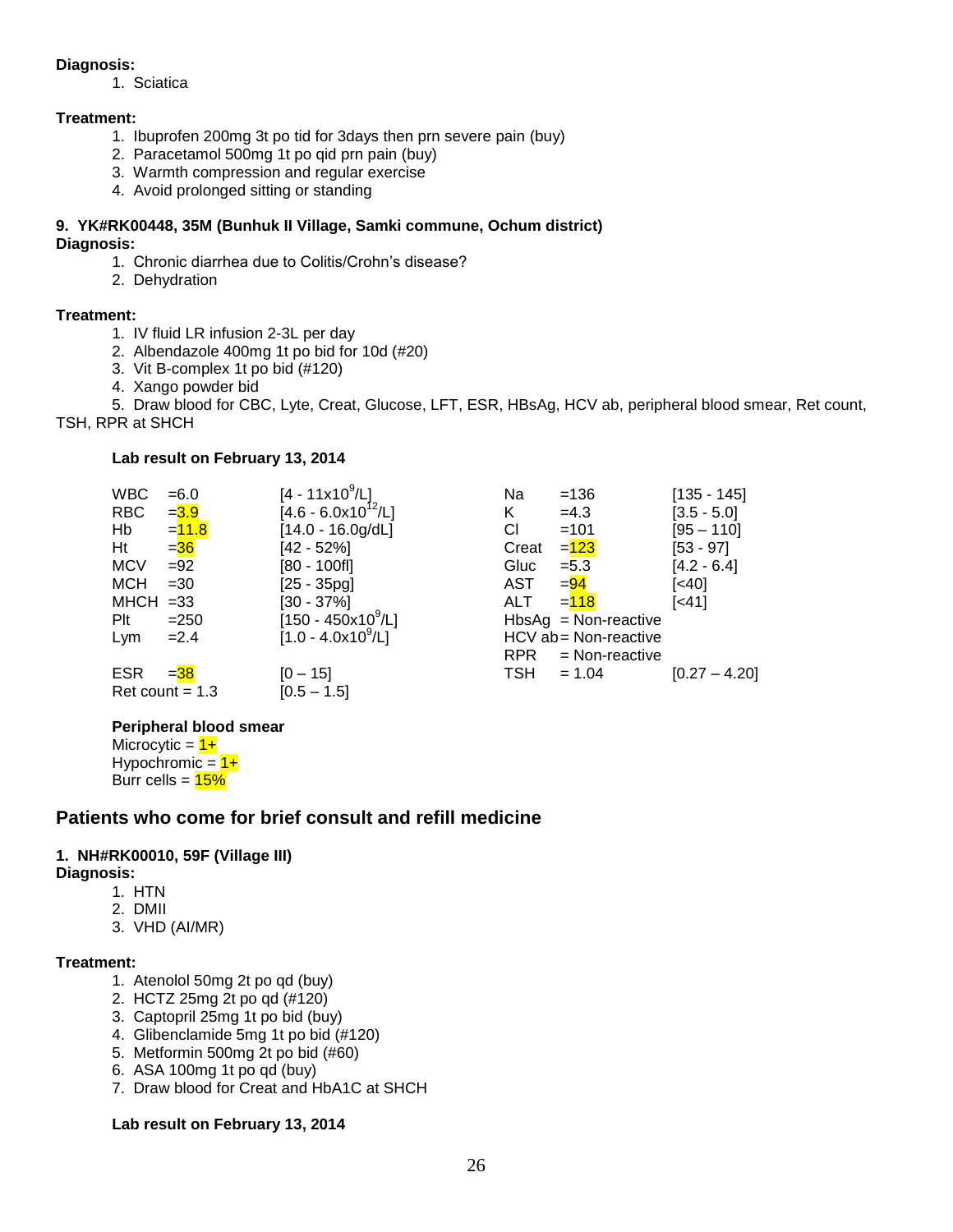**Diagnosis:**

1. Sciatica

**Treatment:**

1. Ibuprofen 200mg 3t po tid for 3days then prn severe pain (buy)
2. Paracetamol 500mg 1t po qid prn pain (buy)
3. Warmth compression and regular exercise
4. Avoid prolonged sitting or standing

**9. YK#RK00448, 35M (Bunhuk II Village, Samki commune, Ochum district)**

**Diagnosis:**

1. Chronic diarrhea due to Colitis/Crohn's disease?
2. Dehydration

**Treatment:**

1. IV fluid LR infusion 2-3L per day
2. Albendazole 400mg 1t po bid for 10d (#20)
3. Vit B-complex 1t po bid (#120)
4. Xango powder bid
5. Draw blood for CBC, Lyte, Creat, Glucose, LFT, ESR, HBsAg, HCV ab, peripheral blood smear, Ret count, TSH, RPR at SHCH

**Lab result on February 13, 2014**

| | | | | | |
|---|---|---|---|---|---|
| WBC | =6.0 | [4 - 11x10^9/L] | Na | =136 | [135 - 145] |
| RBC | =3.9 | [4.6 - 6.0x10^12/L] | K | =4.3 | [3.5 - 5.0] |
| Hb | =11.8 | [14.0 - 16.0g/dL] | Cl | =101 | [95 – 110] |
| Ht | =36 | [42 - 52%] | Creat | =123 | [53 - 97] |
| MCV | =92 | [80 - 100fl] | Gluc | =5.3 | [4.2 - 6.4] |
| MCH | =30 | [25 - 35pg] | AST | =94 | [<40] |
| MHCH | =33 | [30 - 37%] | ALT | =118 | [<41] |
| Plt | =250 | [150 - 450x10^9/L] | HbsAg | = Non-reactive | |
| Lym | =2.4 | [1.0 - 4.0x10^9/L] | HCV ab | = Non-reactive | |
| | | | RPR | = Non-reactive | |
| ESR | =38 | [0 – 15] | TSH | = 1.04 | [0.27 – 4.20] |
| Ret count | = 1.3 | [0.5 – 1.5] | | | |

**Peripheral blood smear**

Microcytic = 1+
Hypochromic = 1+
Burr cells = 15%

## Patients who come for brief consult and refill medicine

**1. NH#RK00010, 59F (Village III)**

**Diagnosis:**

1. HTN
2. DMII
3. VHD (AI/MR)

**Treatment:**

1. Atenolol 50mg 2t po qd (buy)
2. HCTZ 25mg 2t po qd (#120)
3. Captopril 25mg 1t po bid (buy)
4. Glibenclamide 5mg 1t po bid (#120)
5. Metformin 500mg 2t po bid (#60)
6. ASA 100mg 1t po qd (buy)
7. Draw blood for Creat and HbA1C at SHCH

**Lab result on February 13, 2014**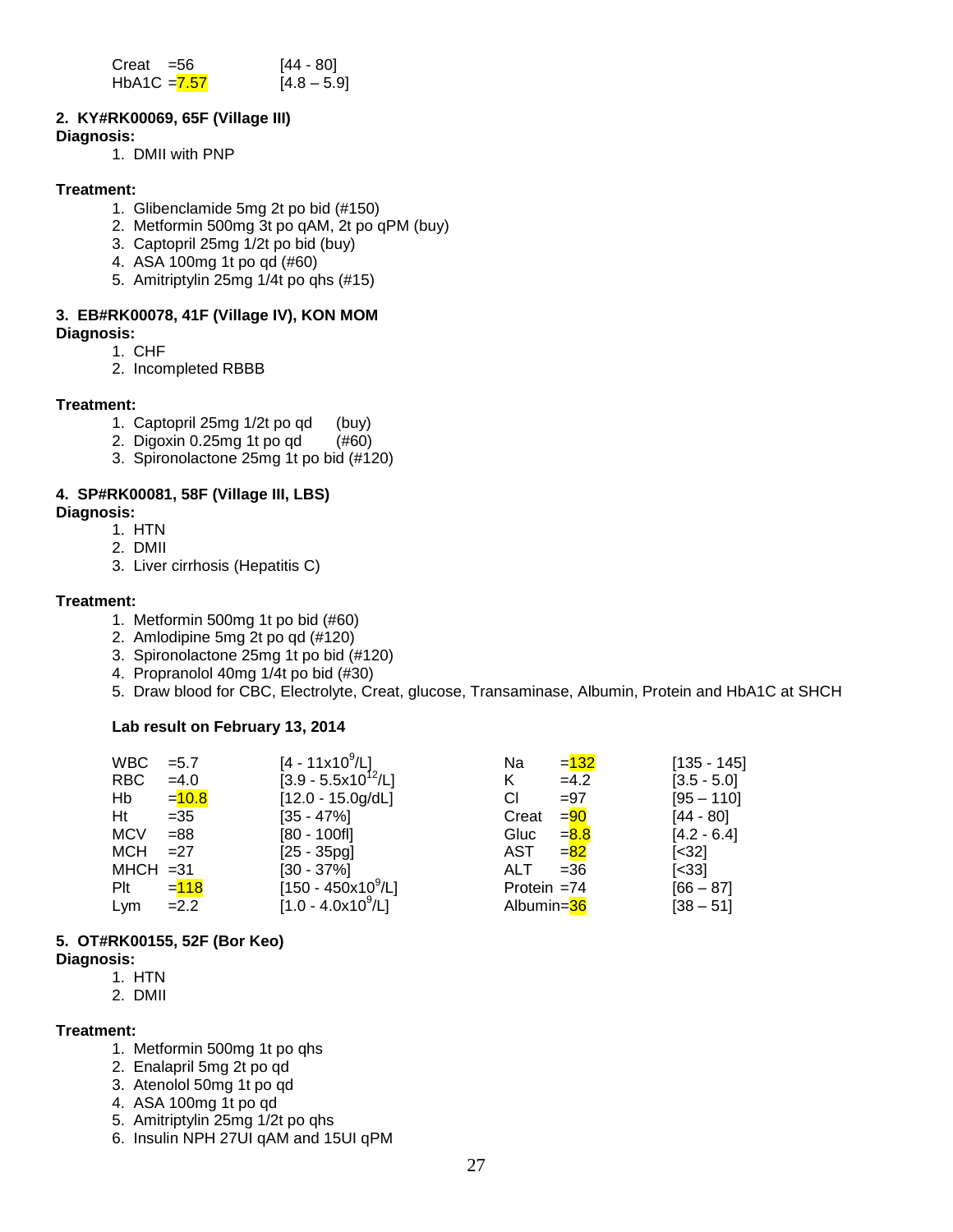| | | |
|---|---|---|
| Creat | =56 | [44 - 80] |
| HbA1C | =7.57 | [4.8 – 5.9] |

**2. KY#RK00069, 65F (Village III)**

**Diagnosis:**

1. DMII with PNP

**Treatment:**

1. Glibenclamide 5mg 2t po bid (#150)
2. Metformin 500mg 3t po qAM, 2t po qPM (buy)
3. Captopril 25mg 1/2t po bid (buy)
4. ASA 100mg 1t po qd (#60)
5. Amitriptylin 25mg 1/4t po qhs (#15)

**3. EB#RK00078, 41F (Village IV), KON MOM**

**Diagnosis:**

1. CHF
2. Incompleted RBBB

**Treatment:**

1. Captopril 25mg 1/2t po qd (buy)
2. Digoxin 0.25mg 1t po qd (#60)
3. Spironolactone 25mg 1t po bid (#120)

**4. SP#RK00081, 58F (Village III, LBS)**

**Diagnosis:**

1. HTN
2. DMII
3. Liver cirrhosis (Hepatitis C)

**Treatment:**

1. Metformin 500mg 1t po bid (#60)
2. Amlodipine 5mg 2t po qd (#120)
3. Spironolactone 25mg 1t po bid (#120)
4. Propranolol 40mg 1/4t po bid (#30)
5. Draw blood for CBC, Electrolyte, Creat, glucose, Transaminase, Albumin, Protein and HbA1C at SHCH

**Lab result on February 13, 2014**

| | | | | | |
|---|---|---|---|---|---|
| WBC | =5.7 | [4 - 11x10$^9$/L] | Na | =132 | [135 - 145] |
| RBC | =4.0 | [3.9 - 5.5x10$^{12}$/L] | K | =4.2 | [3.5 - 5.0] |
| Hb | =10.8 | [12.0 - 15.0g/dL] | Cl | =97 | [95 – 110] |
| Ht | =35 | [35 - 47%] | Creat | =90 | [44 - 80] |
| MCV | =88 | [80 - 100fl] | Gluc | =8.8 | [4.2 - 6.4] |
| MCH | =27 | [25 - 35pg] | AST | =82 | [<32] |
| MHCH | =31 | [30 - 37%] | ALT | =36 | [<33] |
| Plt | =118 | [150 - 450x10$^9$/L] | Protein | =74 | [66 – 87] |
| Lym | =2.2 | [1.0 - 4.0x10$^9$/L] | Albumin | =36 | [38 – 51] |

**5. OT#RK00155, 52F (Bor Keo)**

**Diagnosis:**

1. HTN
2. DMII

**Treatment:**

1. Metformin 500mg 1t po qhs
2. Enalapril 5mg 2t po qd
3. Atenolol 50mg 1t po qd
4. ASA 100mg 1t po qd
5. Amitriptylin 25mg 1/2t po qhs
6. Insulin NPH 27UI qAM and 15UI qPM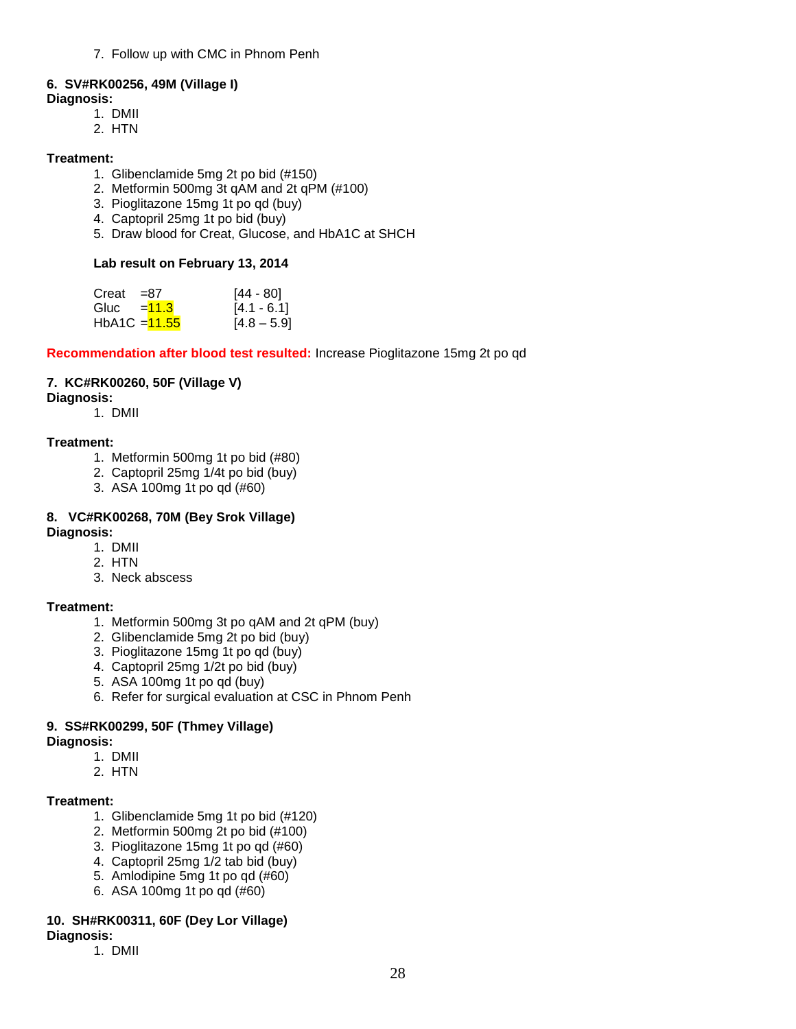7. Follow up with CMC in Phnom Penh

**6. SV#RK00256, 49M (Village I)**

**Diagnosis:**

1. DMII
2. HTN

**Treatment:**

1. Glibenclamide 5mg 2t po bid (#150)
2. Metformin 500mg 3t qAM and 2t qPM (#100)
3. Pioglitazone 15mg 1t po qd (buy)
4. Captopril 25mg 1t po bid (buy)
5. Draw blood for Creat, Glucose, and HbA1C at SHCH

**Lab result on February 13, 2014**

| | | |
|---|---|---|
| Creat | =87 | [44 - 80] |
| Gluc | =11.3 | [4.1 - 6.1] |
| HbA1C | =11.55 | [4.8 – 5.9] |

**Recommendation after blood test resulted:** Increase Pioglitazone 15mg 2t po qd

**7. KC#RK00260, 50F (Village V)**

**Diagnosis:**

1. DMII

**Treatment:**

1. Metformin 500mg 1t po bid (#80)
2. Captopril 25mg 1/4t po bid (buy)
3. ASA 100mg 1t po qd (#60)

**8. VC#RK00268, 70M (Bey Srok Village)**

**Diagnosis:**

1. DMII
2. HTN
3. Neck abscess

**Treatment:**

1. Metformin 500mg 3t po qAM and 2t qPM (buy)
2. Glibenclamide 5mg 2t po bid (buy)
3. Pioglitazone 15mg 1t po qd (buy)
4. Captopril 25mg 1/2t po bid (buy)
5. ASA 100mg 1t po qd (buy)
6. Refer for surgical evaluation at CSC in Phnom Penh

**9. SS#RK00299, 50F (Thmey Village)**

**Diagnosis:**

1. DMII
2. HTN

**Treatment:**

1. Glibenclamide 5mg 1t po bid (#120)
2. Metformin 500mg 2t po bid (#100)
3. Pioglitazone 15mg 1t po qd (#60)
4. Captopril 25mg 1/2 tab bid (buy)
5. Amlodipine 5mg 1t po qd (#60)
6. ASA 100mg 1t po qd (#60)

**10. SH#RK00311, 60F (Dey Lor Village)**

**Diagnosis:**

1. DMII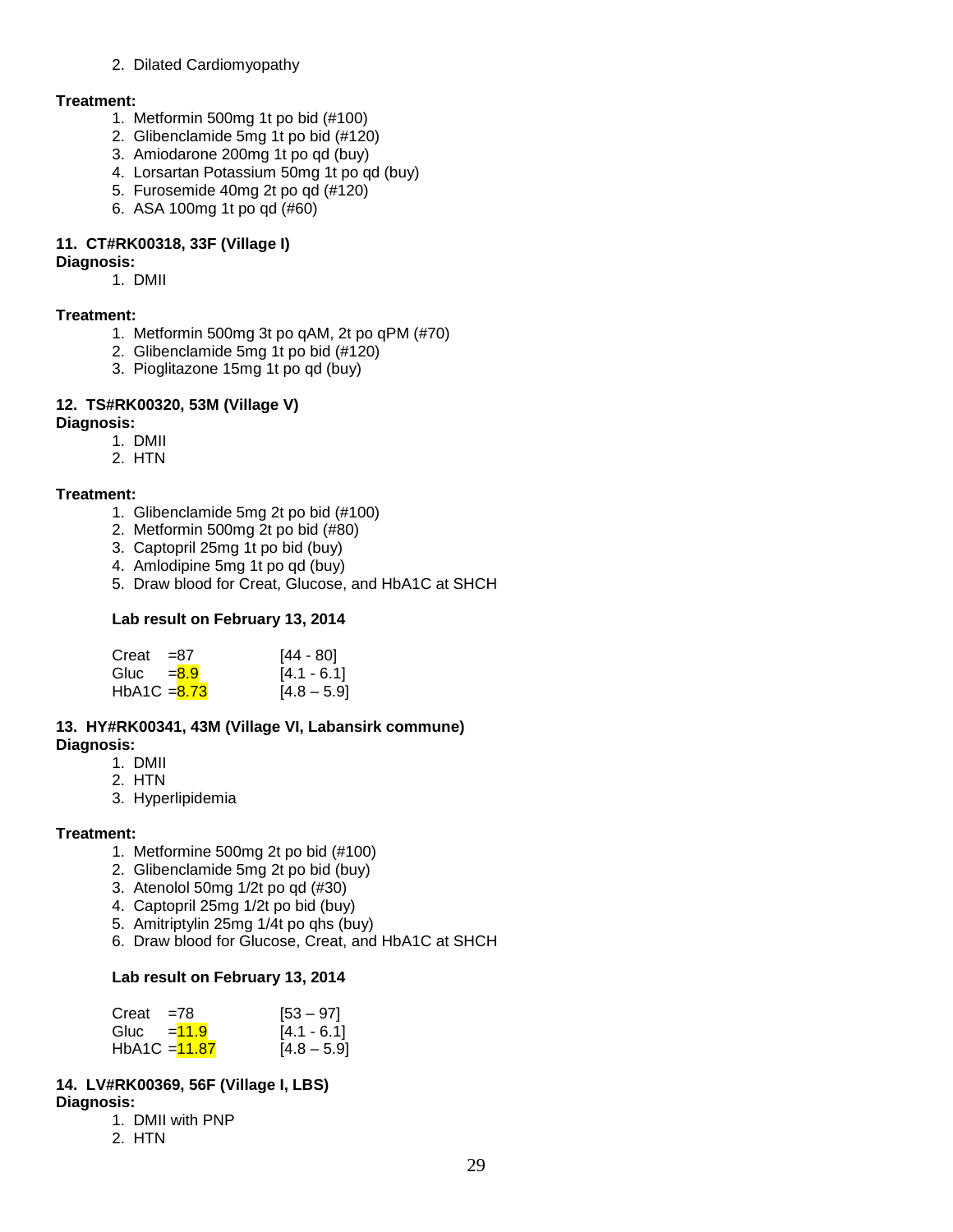2. Dilated Cardiomyopathy

**Treatment:**

1. Metformin 500mg 1t po bid (#100)
2. Glibenclamide 5mg 1t po bid (#120)
3. Amiodarone 200mg 1t po qd (buy)
4. Lorsartan Potassium 50mg 1t po qd (buy)
5. Furosemide 40mg 2t po qd (#120)
6. ASA 100mg 1t po qd (#60)

**11. CT#RK00318, 33F (Village I)**

**Diagnosis:**

1. DMII

**Treatment:**

1. Metformin 500mg 3t po qAM, 2t po qPM (#70)
2. Glibenclamide 5mg 1t po bid (#120)
3. Pioglitazone 15mg 1t po qd (buy)

**12. TS#RK00320, 53M (Village V)**

**Diagnosis:**

1. DMII
2. HTN

**Treatment:**

1. Glibenclamide 5mg 2t po bid (#100)
2. Metformin 500mg 2t po bid (#80)
3. Captopril 25mg 1t po bid (buy)
4. Amlodipine 5mg 1t po qd (buy)
5. Draw blood for Creat, Glucose, and HbA1C at SHCH

**Lab result on February 13, 2014**

| | | |
|---|---|---|
| Creat | =87 | [44 - 80] |
| Gluc | =8.9 | [4.1 - 6.1] |
| HbA1C | =8.73 | [4.8 – 5.9] |

**13. HY#RK00341, 43M (Village VI, Labansirk commune)**

**Diagnosis:**

1. DMII
2. HTN
3. Hyperlipidemia

**Treatment:**

1. Metformine 500mg 2t po bid (#100)
2. Glibenclamide 5mg 2t po bid (buy)
3. Atenolol 50mg 1/2t po qd (#30)
4. Captopril 25mg 1/2t po bid (buy)
5. Amitriptylin 25mg 1/4t po qhs (buy)
6. Draw blood for Glucose, Creat, and HbA1C at SHCH

**Lab result on February 13, 2014**

| | | |
|---|---|---|
| Creat | =78 | [53 – 97] |
| Gluc | =11.9 | [4.1 - 6.1] |
| HbA1C | =11.87 | [4.8 – 5.9] |

**14. LV#RK00369, 56F (Village I, LBS)**

**Diagnosis:**

1. DMII with PNP
2. HTN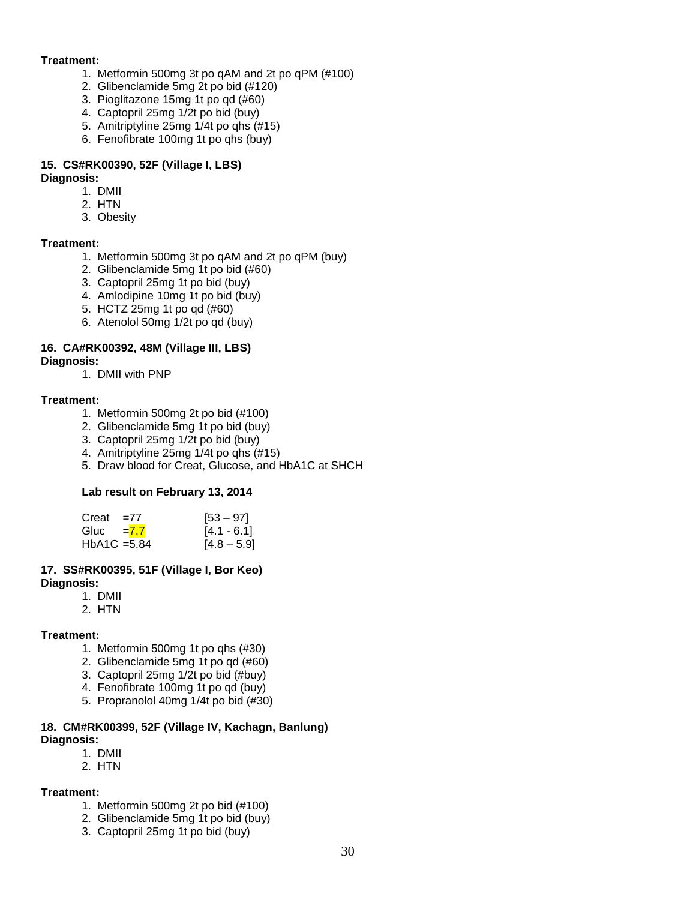**Treatment:**

1. Metformin 500mg 3t po qAM and 2t po qPM (#100)
2. Glibenclamide 5mg 2t po bid (#120)
3. Pioglitazone 15mg 1t po qd (#60)
4. Captopril 25mg 1/2t po bid (buy)
5. Amitriptyline 25mg 1/4t po qhs (#15)
6. Fenofibrate 100mg 1t po qhs (buy)

**15. CS#RK00390, 52F (Village I, LBS)**

**Diagnosis:**

1. DMII
2. HTN
3. Obesity

**Treatment:**

1. Metformin 500mg 3t po qAM and 2t po qPM (buy)
2. Glibenclamide 5mg 1t po bid (#60)
3. Captopril 25mg 1t po bid (buy)
4. Amlodipine 10mg 1t po bid (buy)
5. HCTZ 25mg 1t po qd (#60)
6. Atenolol 50mg 1/2t po qd (buy)

**16. CA#RK00392, 48M (Village III, LBS)**

**Diagnosis:**

1. DMII with PNP

**Treatment:**

1. Metformin 500mg 2t po bid (#100)
2. Glibenclamide 5mg 1t po bid (buy)
3. Captopril 25mg 1/2t po bid (buy)
4. Amitriptyline 25mg 1/4t po qhs (#15)
5. Draw blood for Creat, Glucose, and HbA1C at SHCH

**Lab result on February 13, 2014**

| | | |
|---|---|---|
| Creat | =77 | [53 – 97] |
| Gluc | =7.7 | [4.1 - 6.1] |
| HbA1C | =5.84 | [4.8 – 5.9] |

**17. SS#RK00395, 51F (Village I, Bor Keo)**

**Diagnosis:**

1. DMII
2. HTN

**Treatment:**

1. Metformin 500mg 1t po qhs (#30)
2. Glibenclamide 5mg 1t po qd (#60)
3. Captopril 25mg 1/2t po bid (#buy)
4. Fenofibrate 100mg 1t po qd (buy)
5. Propranolol 40mg 1/4t po bid (#30)

**18. CM#RK00399, 52F (Village IV, Kachagn, Banlung)**

**Diagnosis:**

1. DMII
2. HTN

**Treatment:**

1. Metformin 500mg 2t po bid (#100)
2. Glibenclamide 5mg 1t po bid (buy)
3. Captopril 25mg 1t po bid (buy)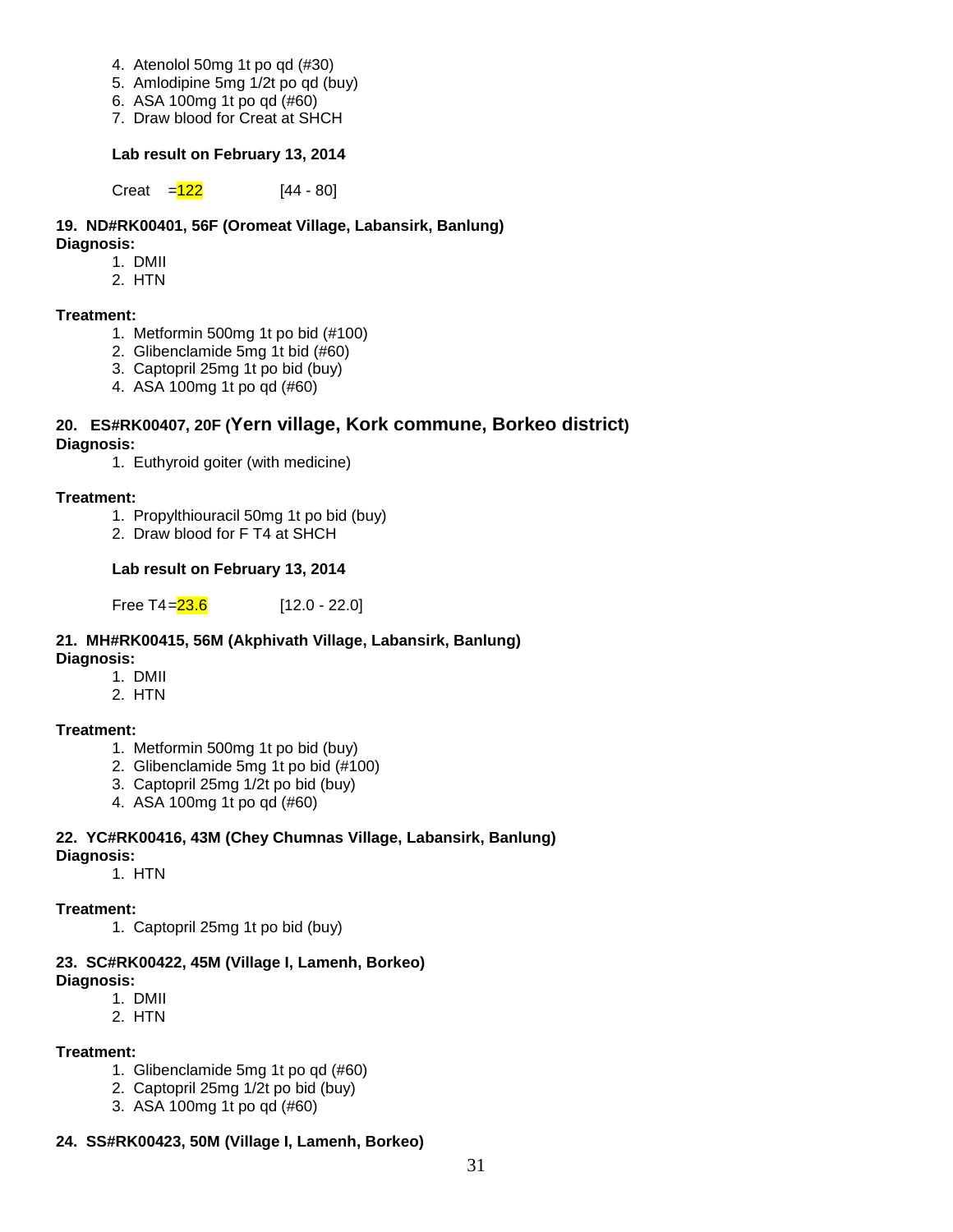4. Atenolol 50mg 1t po qd (#30)
5. Amlodipine 5mg 1/2t po qd (buy)
6. ASA 100mg 1t po qd (#60)
7. Draw blood for Creat at SHCH

**Lab result on February 13, 2014**

Creat =122 [44 - 80]

**19. ND#RK00401, 56F (Oromeat Village, Labansirk, Banlung)**

**Diagnosis:**

1. DMII
2. HTN

**Treatment:**

1. Metformin 500mg 1t po bid (#100)
2. Glibenclamide 5mg 1t bid (#60)
3. Captopril 25mg 1t po bid (buy)
4. ASA 100mg 1t po qd (#60)

**20. ES#RK00407, 20F (Yern village, Kork commune, Borkeo district)**

**Diagnosis:**

1. Euthyroid goiter (with medicine)

**Treatment:**

1. Propylthiouracil 50mg 1t po bid (buy)
2. Draw blood for F T4 at SHCH

**Lab result on February 13, 2014**

Free T4=23.6 [12.0 - 22.0]

**21. MH#RK00415, 56M (Akphivath Village, Labansirk, Banlung)**

**Diagnosis:**

1. DMII
2. HTN

**Treatment:**

1. Metformin 500mg 1t po bid (buy)
2. Glibenclamide 5mg 1t po bid (#100)
3. Captopril 25mg 1/2t po bid (buy)
4. ASA 100mg 1t po qd (#60)

**22. YC#RK00416, 43M (Chey Chumnas Village, Labansirk, Banlung)**

**Diagnosis:**

1. HTN

**Treatment:**

1. Captopril 25mg 1t po bid (buy)

**23. SC#RK00422, 45M (Village I, Lamenh, Borkeo)**

**Diagnosis:**

1. DMII
2. HTN

**Treatment:**

1. Glibenclamide 5mg 1t po qd (#60)
2. Captopril 25mg 1/2t po bid (buy)
3. ASA 100mg 1t po qd (#60)

**24. SS#RK00423, 50M (Village I, Lamenh, Borkeo)**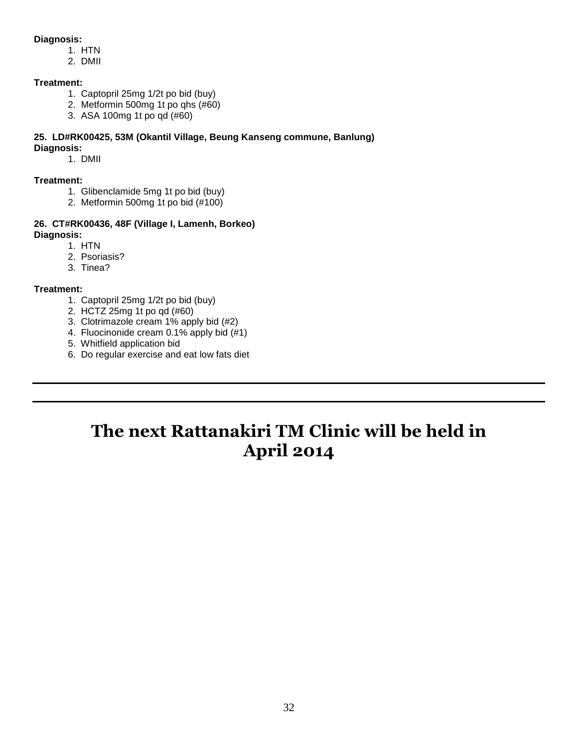**Diagnosis:**

1. HTN
2. DMII

**Treatment:**

1. Captopril 25mg 1/2t po bid (buy)
2. Metformin 500mg 1t po qhs (#60)
3. ASA 100mg 1t po qd (#60)

**25. LD#RK00425, 53M (Okantil Village, Beung Kanseng commune, Banlung)**

**Diagnosis:**

1. DMII

**Treatment:**

1. Glibenclamide 5mg 1t po bid (buy)
2. Metformin 500mg 1t po bid (#100)

**26. CT#RK00436, 48F (Village I, Lamenh, Borkeo)**

**Diagnosis:**

1. HTN
2. Psoriasis?
3. Tinea?

**Treatment:**

1. Captopril 25mg 1/2t po bid (buy)
2. HCTZ 25mg 1t po qd (#60)
3. Clotrimazole cream 1% apply bid (#2)
4. Fluocinonide cream 0.1% apply bid (#1)
5. Whitfield application bid
6. Do regular exercise and eat low fats diet

---

# The next Rattanakiri TM Clinic will be held in April 2014